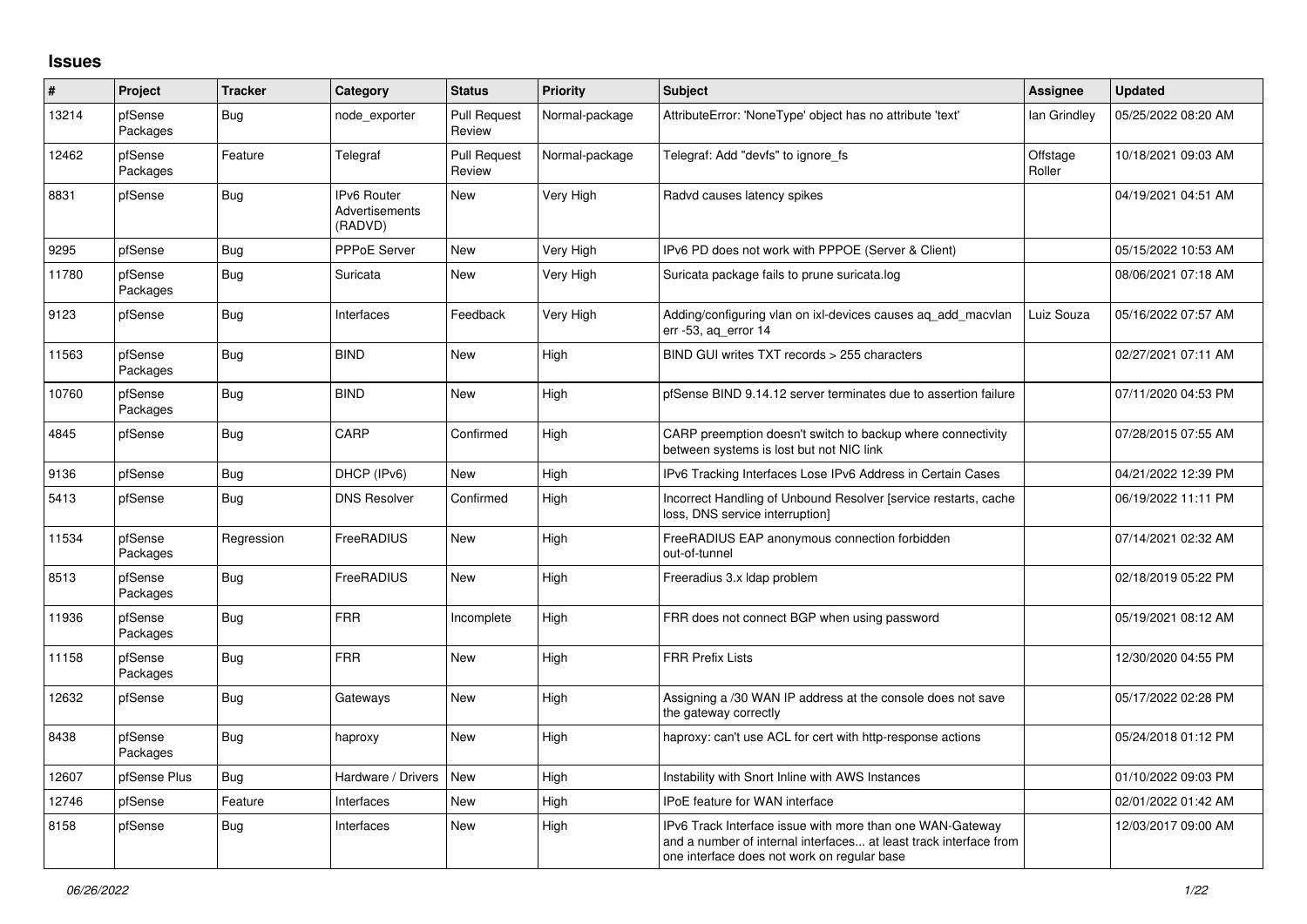## Issues

| # | Project | Tracker | Category | Status | Priority | Subject | Assignee | Updated |
|---|---|---|---|---|---|---|---|---|
| 13214 | pfSense Packages | Bug | node_exporter | Pull Request Review | Normal-package | AttributeError: 'NoneType' object has no attribute 'text' | Ian Grindley | 05/25/2022 08:20 AM |
| 12462 | pfSense Packages | Feature | Telegraf | Pull Request Review | Normal-package | Telegraf: Add "devfs" to ignore_fs | Offstage Roller | 10/18/2021 09:03 AM |
| 8831 | pfSense | Bug | IPv6 Router Advertisements (RADVD) | New | Very High | Radvd causes latency spikes | | 04/19/2021 04:51 AM |
| 9295 | pfSense | Bug | PPPoE Server | New | Very High | IPv6 PD does not work with PPPOE (Server & Client) | | 05/15/2022 10:53 AM |
| 11780 | pfSense Packages | Bug | Suricata | New | Very High | Suricata package fails to prune suricata.log | | 08/06/2021 07:18 AM |
| 9123 | pfSense | Bug | Interfaces | Feedback | Very High | Adding/configuring vlan on ixl-devices causes aq_add_macvlan err -53, aq_error 14 | Luiz Souza | 05/16/2022 07:57 AM |
| 11563 | pfSense Packages | Bug | BIND | New | High | BIND GUI writes TXT records > 255 characters | | 02/27/2021 07:11 AM |
| 10760 | pfSense Packages | Bug | BIND | New | High | pfSense BIND 9.14.12 server terminates due to assertion failure | | 07/11/2020 04:53 PM |
| 4845 | pfSense | Bug | CARP | Confirmed | High | CARP preemption doesn't switch to backup where connectivity between systems is lost but not NIC link | | 07/28/2015 07:55 AM |
| 9136 | pfSense | Bug | DHCP (IPv6) | New | High | IPv6 Tracking Interfaces Lose IPv6 Address in Certain Cases | | 04/21/2022 12:39 PM |
| 5413 | pfSense | Bug | DNS Resolver | Confirmed | High | Incorrect Handling of Unbound Resolver [service restarts, cache loss, DNS service interruption] | | 06/19/2022 11:11 PM |
| 11534 | pfSense Packages | Regression | FreeRADIUS | New | High | FreeRADIUS EAP anonymous connection forbidden out-of-tunnel | | 07/14/2021 02:32 AM |
| 8513 | pfSense Packages | Bug | FreeRADIUS | New | High | Freeradius 3.x ldap problem | | 02/18/2019 05:22 PM |
| 11936 | pfSense Packages | Bug | FRR | Incomplete | High | FRR does not connect BGP when using password | | 05/19/2021 08:12 AM |
| 11158 | pfSense Packages | Bug | FRR | New | High | FRR Prefix Lists | | 12/30/2020 04:55 PM |
| 12632 | pfSense | Bug | Gateways | New | High | Assigning a /30 WAN IP address at the console does not save the gateway correctly | | 05/17/2022 02:28 PM |
| 8438 | pfSense Packages | Bug | haproxy | New | High | haproxy: can't use ACL for cert with http-response actions | | 05/24/2018 01:12 PM |
| 12607 | pfSense Plus | Bug | Hardware / Drivers | New | High | Instability with Snort Inline with AWS Instances | | 01/10/2022 09:03 PM |
| 12746 | pfSense | Feature | Interfaces | New | High | IPoE feature for WAN interface | | 02/01/2022 01:42 AM |
| 8158 | pfSense | Bug | Interfaces | New | High | IPv6 Track Interface issue with more than one WAN-Gateway and a number of internal interfaces... at least track interface from one interface does not work on regular base | | 12/03/2017 09:00 AM |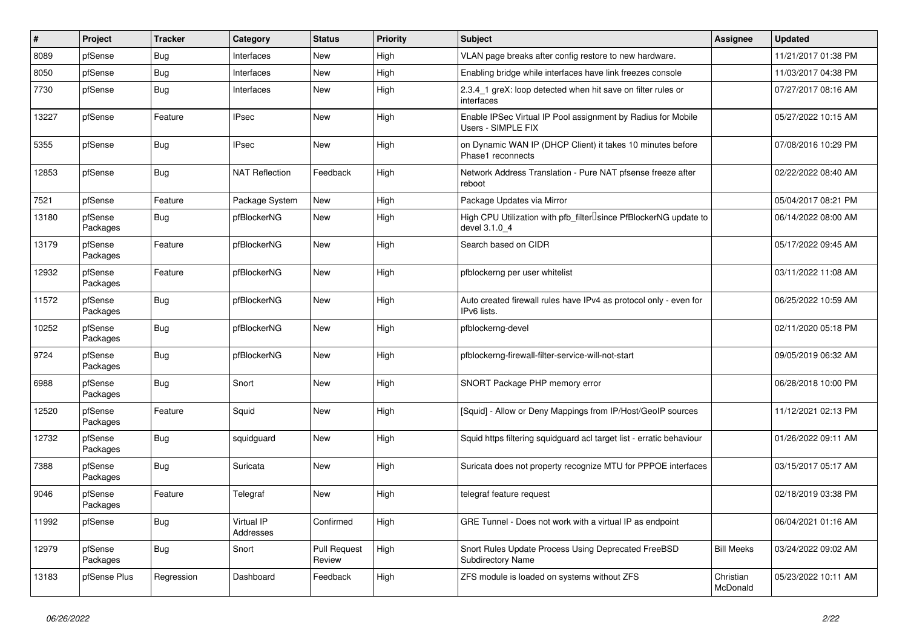| # | Project | Tracker | Category | Status | Priority | Subject | Assignee | Updated |
|---|---|---|---|---|---|---|---|---|
| 8089 | pfSense | Bug | Interfaces | New | High | VLAN page breaks after config restore to new hardware. | | 11/21/2017 01:38 PM |
| 8050 | pfSense | Bug | Interfaces | New | High | Enabling bridge while interfaces have link freezes console | | 11/03/2017 04:38 PM |
| 7730 | pfSense | Bug | Interfaces | New | High | 2.3.4_1 greX: loop detected when hit save on filter rules or interfaces | | 07/27/2017 08:16 AM |
| 13227 | pfSense | Feature | IPsec | New | High | Enable IPSec Virtual IP Pool assignment by Radius for Mobile Users - SIMPLE FIX | | 05/27/2022 10:15 AM |
| 5355 | pfSense | Bug | IPsec | New | High | on Dynamic WAN IP (DHCP Client) it takes 10 minutes before Phase1 reconnects | | 07/08/2016 10:29 PM |
| 12853 | pfSense | Bug | NAT Reflection | Feedback | High | Network Address Translation - Pure NAT pfsense freeze after reboot | | 02/22/2022 08:40 AM |
| 7521 | pfSense | Feature | Package System | New | High | Package Updates via Mirror | | 05/04/2017 08:21 PM |
| 13180 | pfSense Packages | Bug | pfBlockerNG | New | High | High CPU Utilization with pfb_filter since PfBlockerNG update to devel 3.1.0_4 | | 06/14/2022 08:00 AM |
| 13179 | pfSense Packages | Feature | pfBlockerNG | New | High | Search based on CIDR | | 05/17/2022 09:45 AM |
| 12932 | pfSense Packages | Feature | pfBlockerNG | New | High | pfblockerng per user whitelist | | 03/11/2022 11:08 AM |
| 11572 | pfSense Packages | Bug | pfBlockerNG | New | High | Auto created firewall rules have IPv4 as protocol only - even for IPv6 lists. | | 06/25/2022 10:59 AM |
| 10252 | pfSense Packages | Bug | pfBlockerNG | New | High | pfblockerng-devel | | 02/11/2020 05:18 PM |
| 9724 | pfSense Packages | Bug | pfBlockerNG | New | High | pfblockerng-firewall-filter-service-will-not-start | | 09/05/2019 06:32 AM |
| 6988 | pfSense Packages | Bug | Snort | New | High | SNORT Package PHP memory error | | 06/28/2018 10:00 PM |
| 12520 | pfSense Packages | Feature | Squid | New | High | [Squid] - Allow or Deny Mappings from IP/Host/GeoIP sources | | 11/12/2021 02:13 PM |
| 12732 | pfSense Packages | Bug | squidguard | New | High | Squid https filtering squidguard acl target list - erratic behaviour | | 01/26/2022 09:11 AM |
| 7388 | pfSense Packages | Bug | Suricata | New | High | Suricata does not property recognize MTU for PPPOE interfaces | | 03/15/2017 05:17 AM |
| 9046 | pfSense Packages | Feature | Telegraf | New | High | telegraf feature request | | 02/18/2019 03:38 PM |
| 11992 | pfSense | Bug | Virtual IP Addresses | Confirmed | High | GRE Tunnel - Does not work with a virtual IP as endpoint | | 06/04/2021 01:16 AM |
| 12979 | pfSense Packages | Bug | Snort | Pull Request Review | High | Snort Rules Update Process Using Deprecated FreeBSD Subdirectory Name | Bill Meeks | 03/24/2022 09:02 AM |
| 13183 | pfSense Plus | Regression | Dashboard | Feedback | High | ZFS module is loaded on systems without ZFS | Christian McDonald | 05/23/2022 10:11 AM |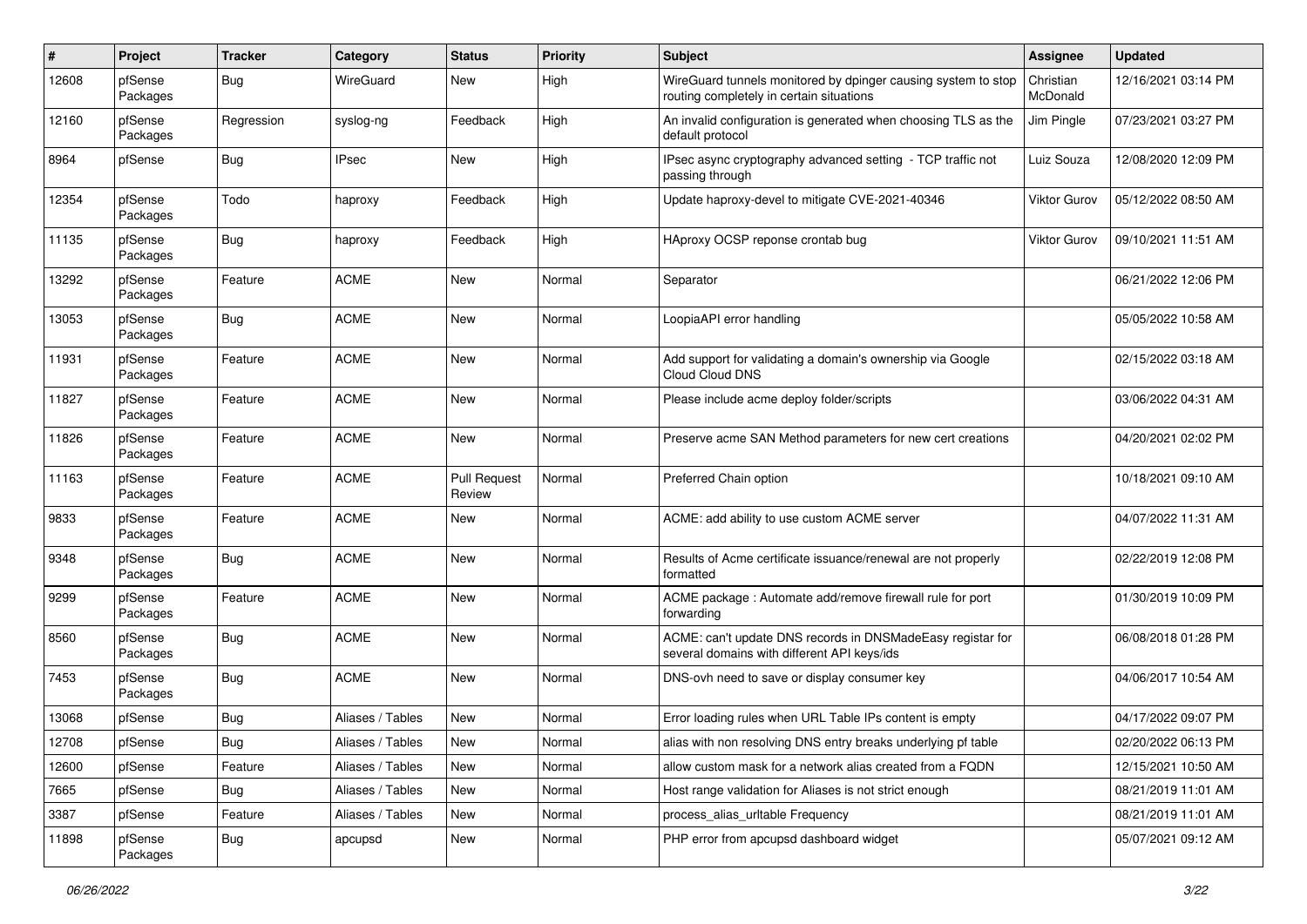| # | Project | Tracker | Category | Status | Priority | Subject | Assignee | Updated |
|---|---|---|---|---|---|---|---|---|
| 12608 | pfSense Packages | Bug | WireGuard | New | High | WireGuard tunnels monitored by dpinger causing system to stop routing completely in certain situations | Christian McDonald | 12/16/2021 03:14 PM |
| 12160 | pfSense Packages | Regression | syslog-ng | Feedback | High | An invalid configuration is generated when choosing TLS as the default protocol | Jim Pingle | 07/23/2021 03:27 PM |
| 8964 | pfSense | Bug | IPsec | New | High | IPsec async cryptography advanced setting - TCP traffic not passing through | Luiz Souza | 12/08/2020 12:09 PM |
| 12354 | pfSense Packages | Todo | haproxy | Feedback | High | Update haproxy-devel to mitigate CVE-2021-40346 | Viktor Gurov | 05/12/2022 08:50 AM |
| 11135 | pfSense Packages | Bug | haproxy | Feedback | High | HAproxy OCSP reponse crontab bug | Viktor Gurov | 09/10/2021 11:51 AM |
| 13292 | pfSense Packages | Feature | ACME | New | Normal | Separator | | 06/21/2022 12:06 PM |
| 13053 | pfSense Packages | Bug | ACME | New | Normal | LoopiaAPI error handling | | 05/05/2022 10:58 AM |
| 11931 | pfSense Packages | Feature | ACME | New | Normal | Add support for validating a domain's ownership via Google Cloud Cloud DNS | | 02/15/2022 03:18 AM |
| 11827 | pfSense Packages | Feature | ACME | New | Normal | Please include acme deploy folder/scripts | | 03/06/2022 04:31 AM |
| 11826 | pfSense Packages | Feature | ACME | New | Normal | Preserve acme SAN Method parameters for new cert creations | | 04/20/2021 02:02 PM |
| 11163 | pfSense Packages | Feature | ACME | Pull Request Review | Normal | Preferred Chain option | | 10/18/2021 09:10 AM |
| 9833 | pfSense Packages | Feature | ACME | New | Normal | ACME: add ability to use custom ACME server | | 04/07/2022 11:31 AM |
| 9348 | pfSense Packages | Bug | ACME | New | Normal | Results of Acme certificate issuance/renewal are not properly formatted | | 02/22/2019 12:08 PM |
| 9299 | pfSense Packages | Feature | ACME | New | Normal | ACME package : Automate add/remove firewall rule for port forwarding | | 01/30/2019 10:09 PM |
| 8560 | pfSense Packages | Bug | ACME | New | Normal | ACME: can't update DNS records in DNSMadeEasy registar for several domains with different API keys/ids | | 06/08/2018 01:28 PM |
| 7453 | pfSense Packages | Bug | ACME | New | Normal | DNS-ovh need to save or display consumer key | | 04/06/2017 10:54 AM |
| 13068 | pfSense | Bug | Aliases / Tables | New | Normal | Error loading rules when URL Table IPs content is empty | | 04/17/2022 09:07 PM |
| 12708 | pfSense | Bug | Aliases / Tables | New | Normal | alias with non resolving DNS entry breaks underlying pf table | | 02/20/2022 06:13 PM |
| 12600 | pfSense | Feature | Aliases / Tables | New | Normal | allow custom mask for a network alias created from a FQDN | | 12/15/2021 10:50 AM |
| 7665 | pfSense | Bug | Aliases / Tables | New | Normal | Host range validation for Aliases is not strict enough | | 08/21/2019 11:01 AM |
| 3387 | pfSense | Feature | Aliases / Tables | New | Normal | process_alias_urltable Frequency | | 08/21/2019 11:01 AM |
| 11898 | pfSense Packages | Bug | apcupsd | New | Normal | PHP error from apcupsd dashboard widget | | 05/07/2021 09:12 AM |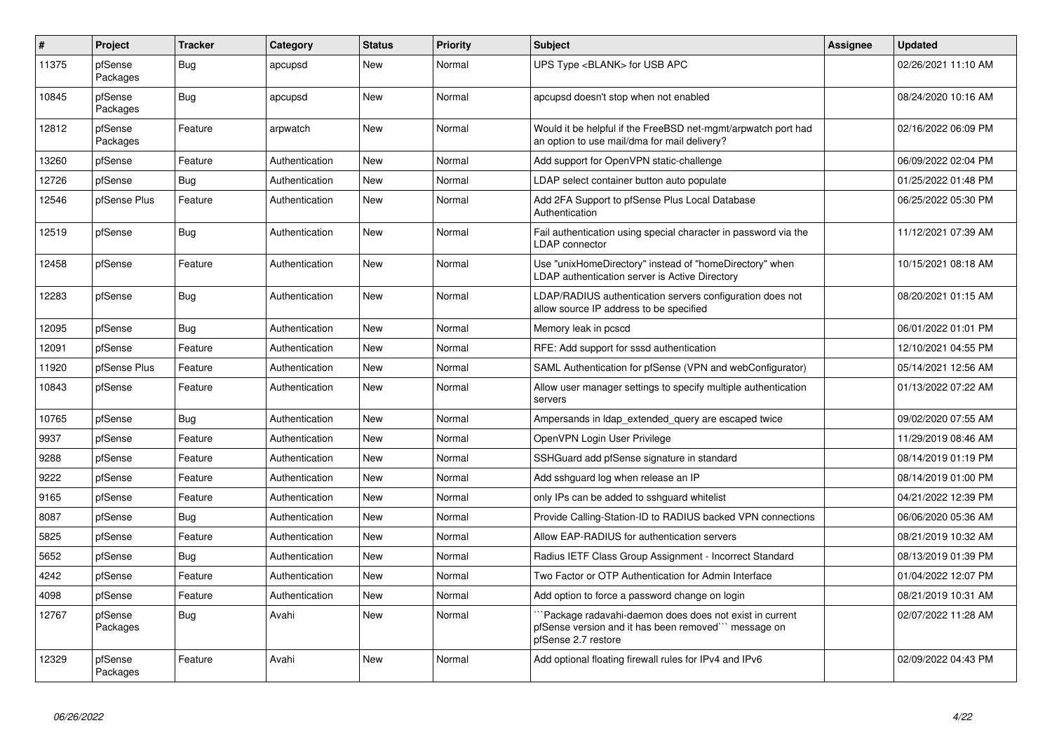| # | Project | Tracker | Category | Status | Priority | Subject | Assignee | Updated |
|---|---|---|---|---|---|---|---|---|
| 11375 | pfSense Packages | Bug | apcupsd | New | Normal | UPS Type <BLANK> for USB APC | | 02/26/2021 11:10 AM |
| 10845 | pfSense Packages | Bug | apcupsd | New | Normal | apcupsd doesn't stop when not enabled | | 08/24/2020 10:16 AM |
| 12812 | pfSense Packages | Feature | arpwatch | New | Normal | Would it be helpful if the FreeBSD net-mgmt/arpwatch port had an option to use mail/dma for mail delivery? | | 02/16/2022 06:09 PM |
| 13260 | pfSense | Feature | Authentication | New | Normal | Add support for OpenVPN static-challenge | | 06/09/2022 02:04 PM |
| 12726 | pfSense | Bug | Authentication | New | Normal | LDAP select container button auto populate | | 01/25/2022 01:48 PM |
| 12546 | pfSense Plus | Feature | Authentication | New | Normal | Add 2FA Support to pfSense Plus Local Database Authentication | | 06/25/2022 05:30 PM |
| 12519 | pfSense | Bug | Authentication | New | Normal | Fail authentication using special character in password via the LDAP connector | | 11/12/2021 07:39 AM |
| 12458 | pfSense | Feature | Authentication | New | Normal | Use "unixHomeDirectory" instead of "homeDirectory" when LDAP authentication server is Active Directory | | 10/15/2021 08:18 AM |
| 12283 | pfSense | Bug | Authentication | New | Normal | LDAP/RADIUS authentication servers configuration does not allow source IP address to be specified | | 08/20/2021 01:15 AM |
| 12095 | pfSense | Bug | Authentication | New | Normal | Memory leak in pcscd | | 06/01/2022 01:01 PM |
| 12091 | pfSense | Feature | Authentication | New | Normal | RFE: Add support for sssd authentication | | 12/10/2021 04:55 PM |
| 11920 | pfSense Plus | Feature | Authentication | New | Normal | SAML Authentication for pfSense (VPN and webConfigurator) | | 05/14/2021 12:56 AM |
| 10843 | pfSense | Feature | Authentication | New | Normal | Allow user manager settings to specify multiple authentication servers | | 01/13/2022 07:22 AM |
| 10765 | pfSense | Bug | Authentication | New | Normal | Ampersands in ldap_extended_query are escaped twice | | 09/02/2020 07:55 AM |
| 9937 | pfSense | Feature | Authentication | New | Normal | OpenVPN Login User Privilege | | 11/29/2019 08:46 AM |
| 9288 | pfSense | Feature | Authentication | New | Normal | SSHGuard add pfSense signature in standard | | 08/14/2019 01:19 PM |
| 9222 | pfSense | Feature | Authentication | New | Normal | Add sshguard log when release an IP | | 08/14/2019 01:00 PM |
| 9165 | pfSense | Feature | Authentication | New | Normal | only IPs can be added to sshguard whitelist | | 04/21/2022 12:39 PM |
| 8087 | pfSense | Bug | Authentication | New | Normal | Provide Calling-Station-ID to RADIUS backed VPN connections | | 06/06/2020 05:36 AM |
| 5825 | pfSense | Feature | Authentication | New | Normal | Allow EAP-RADIUS for authentication servers | | 08/21/2019 10:32 AM |
| 5652 | pfSense | Bug | Authentication | New | Normal | Radius IETF Class Group Assignment - Incorrect Standard | | 08/13/2019 01:39 PM |
| 4242 | pfSense | Feature | Authentication | New | Normal | Two Factor or OTP Authentication for Admin Interface | | 01/04/2022 12:07 PM |
| 4098 | pfSense | Feature | Authentication | New | Normal | Add option to force a password change on login | | 08/21/2019 10:31 AM |
| 12767 | pfSense Packages | Bug | Avahi | New | Normal | ```Package radavahi-daemon does does not exist in current pfSense version and it has been removed``` message on pfSense 2.7 restore | | 02/07/2022 11:28 AM |
| 12329 | pfSense Packages | Feature | Avahi | New | Normal | Add optional floating firewall rules for IPv4 and IPv6 | | 02/09/2022 04:43 PM |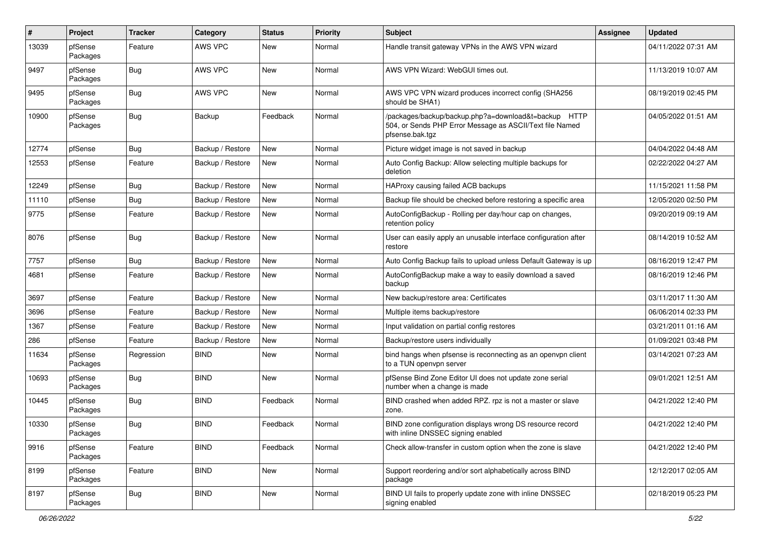| # | Project | Tracker | Category | Status | Priority | Subject | Assignee | Updated |
|---|---|---|---|---|---|---|---|---|
| 13039 | pfSense Packages | Feature | AWS VPC | New | Normal | Handle transit gateway VPNs in the AWS VPN wizard | | 04/11/2022 07:31 AM |
| 9497 | pfSense Packages | Bug | AWS VPC | New | Normal | AWS VPN Wizard: WebGUI times out. | | 11/13/2019 10:07 AM |
| 9495 | pfSense Packages | Bug | AWS VPC | New | Normal | AWS VPC VPN wizard produces incorrect config (SHA256 should be SHA1) | | 08/19/2019 02:45 PM |
| 10900 | pfSense Packages | Bug | Backup | Feedback | Normal | /packages/backup/backup.php?a=download&t=backup HTTP 504, or Sends PHP Error Message as ASCII/Text file Named pfsense.bak.tgz | | 04/05/2022 01:51 AM |
| 12774 | pfSense | Bug | Backup / Restore | New | Normal | Picture widget image is not saved in backup | | 04/04/2022 04:48 AM |
| 12553 | pfSense | Feature | Backup / Restore | New | Normal | Auto Config Backup: Allow selecting multiple backups for deletion | | 02/22/2022 04:27 AM |
| 12249 | pfSense | Bug | Backup / Restore | New | Normal | HAProxy causing failed ACB backups | | 11/15/2021 11:58 PM |
| 11110 | pfSense | Bug | Backup / Restore | New | Normal | Backup file should be checked before restoring a specific area | | 12/05/2020 02:50 PM |
| 9775 | pfSense | Feature | Backup / Restore | New | Normal | AutoConfigBackup - Rolling per day/hour cap on changes, retention policy | | 09/20/2019 09:19 AM |
| 8076 | pfSense | Bug | Backup / Restore | New | Normal | User can easily apply an unusable interface configuration after restore | | 08/14/2019 10:52 AM |
| 7757 | pfSense | Bug | Backup / Restore | New | Normal | Auto Config Backup fails to upload unless Default Gateway is up | | 08/16/2019 12:47 PM |
| 4681 | pfSense | Feature | Backup / Restore | New | Normal | AutoConfigBackup make a way to easily download a saved backup | | 08/16/2019 12:46 PM |
| 3697 | pfSense | Feature | Backup / Restore | New | Normal | New backup/restore area: Certificates | | 03/11/2017 11:30 AM |
| 3696 | pfSense | Feature | Backup / Restore | New | Normal | Multiple items backup/restore | | 06/06/2014 02:33 PM |
| 1367 | pfSense | Feature | Backup / Restore | New | Normal | Input validation on partial config restores | | 03/21/2011 01:16 AM |
| 286 | pfSense | Feature | Backup / Restore | New | Normal | Backup/restore users individually | | 01/09/2021 03:48 PM |
| 11634 | pfSense Packages | Regression | BIND | New | Normal | bind hangs when pfsense is reconnecting as an openvpn client to a TUN openvpn server | | 03/14/2021 07:23 AM |
| 10693 | pfSense Packages | Bug | BIND | New | Normal | pfSense Bind Zone Editor UI does not update zone serial number when a change is made | | 09/01/2021 12:51 AM |
| 10445 | pfSense Packages | Bug | BIND | Feedback | Normal | BIND crashed when added RPZ. rpz is not a master or slave zone. | | 04/21/2022 12:40 PM |
| 10330 | pfSense Packages | Bug | BIND | Feedback | Normal | BIND zone configuration displays wrong DS resource record with inline DNSSEC signing enabled | | 04/21/2022 12:40 PM |
| 9916 | pfSense Packages | Feature | BIND | Feedback | Normal | Check allow-transfer in custom option when the zone is slave | | 04/21/2022 12:40 PM |
| 8199 | pfSense Packages | Feature | BIND | New | Normal | Support reordering and/or sort alphabetically across BIND package | | 12/12/2017 02:05 AM |
| 8197 | pfSense Packages | Bug | BIND | New | Normal | BIND UI fails to properly update zone with inline DNSSEC signing enabled | | 02/18/2019 05:23 PM |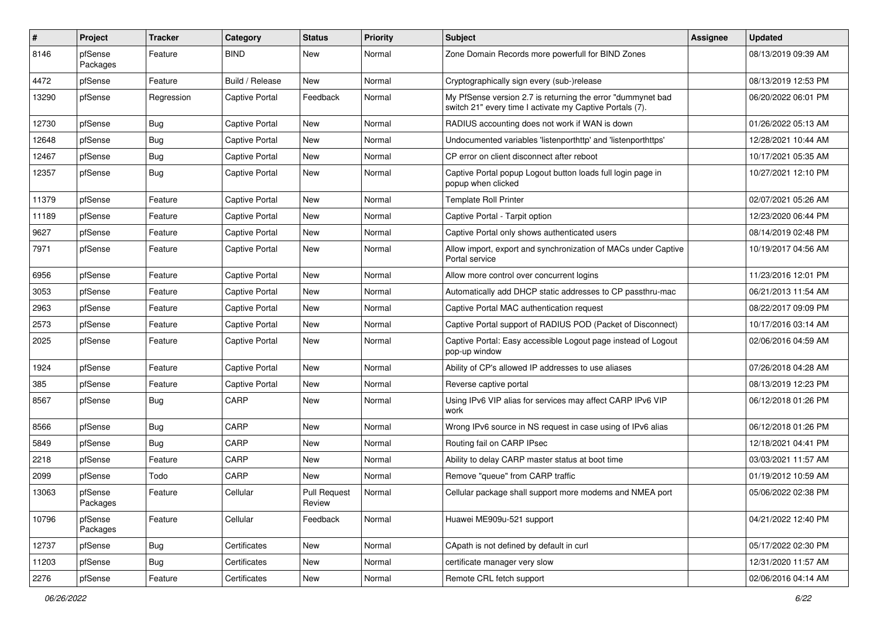| # | Project | Tracker | Category | Status | Priority | Subject | Assignee | Updated |
|---|---|---|---|---|---|---|---|---|
| 8146 | pfSense Packages | Feature | BIND | New | Normal | Zone Domain Records more powerfull for BIND Zones | | 08/13/2019 09:39 AM |
| 4472 | pfSense | Feature | Build / Release | New | Normal | Cryptographically sign every (sub-)release | | 08/13/2019 12:53 PM |
| 13290 | pfSense | Regression | Captive Portal | Feedback | Normal | My PfSense version 2.7 is returning the error "dummynet bad switch 21" every time I activate my Captive Portals (7). | | 06/20/2022 06:01 PM |
| 12730 | pfSense | Bug | Captive Portal | New | Normal | RADIUS accounting does not work if WAN is down | | 01/26/2022 05:13 AM |
| 12648 | pfSense | Bug | Captive Portal | New | Normal | Undocumented variables 'listenporthttp' and 'listenporthttps' | | 12/28/2021 10:44 AM |
| 12467 | pfSense | Bug | Captive Portal | New | Normal | CP error on client disconnect after reboot | | 10/17/2021 05:35 AM |
| 12357 | pfSense | Bug | Captive Portal | New | Normal | Captive Portal popup Logout button loads full login page in popup when clicked | | 10/27/2021 12:10 PM |
| 11379 | pfSense | Feature | Captive Portal | New | Normal | Template Roll Printer | | 02/07/2021 05:26 AM |
| 11189 | pfSense | Feature | Captive Portal | New | Normal | Captive Portal - Tarpit option | | 12/23/2020 06:44 PM |
| 9627 | pfSense | Feature | Captive Portal | New | Normal | Captive Portal only shows authenticated users | | 08/14/2019 02:48 PM |
| 7971 | pfSense | Feature | Captive Portal | New | Normal | Allow import, export and synchronization of MACs under Captive Portal service | | 10/19/2017 04:56 AM |
| 6956 | pfSense | Feature | Captive Portal | New | Normal | Allow more control over concurrent logins | | 11/23/2016 12:01 PM |
| 3053 | pfSense | Feature | Captive Portal | New | Normal | Automatically add DHCP static addresses to CP passthru-mac | | 06/21/2013 11:54 AM |
| 2963 | pfSense | Feature | Captive Portal | New | Normal | Captive Portal MAC authentication request | | 08/22/2017 09:09 PM |
| 2573 | pfSense | Feature | Captive Portal | New | Normal | Captive Portal support of RADIUS POD (Packet of Disconnect) | | 10/17/2016 03:14 AM |
| 2025 | pfSense | Feature | Captive Portal | New | Normal | Captive Portal: Easy accessible Logout page instead of Logout pop-up window | | 02/06/2016 04:59 AM |
| 1924 | pfSense | Feature | Captive Portal | New | Normal | Ability of CP's allowed IP addresses to use aliases | | 07/26/2018 04:28 AM |
| 385 | pfSense | Feature | Captive Portal | New | Normal | Reverse captive portal | | 08/13/2019 12:23 PM |
| 8567 | pfSense | Bug | CARP | New | Normal | Using IPv6 VIP alias for services may affect CARP IPv6 VIP work | | 06/12/2018 01:26 PM |
| 8566 | pfSense | Bug | CARP | New | Normal | Wrong IPv6 source in NS request in case using of IPv6 alias | | 06/12/2018 01:26 PM |
| 5849 | pfSense | Bug | CARP | New | Normal | Routing fail on CARP IPsec | | 12/18/2021 04:41 PM |
| 2218 | pfSense | Feature | CARP | New | Normal | Ability to delay CARP master status at boot time | | 03/03/2021 11:57 AM |
| 2099 | pfSense | Todo | CARP | New | Normal | Remove "queue" from CARP traffic | | 01/19/2012 10:59 AM |
| 13063 | pfSense Packages | Feature | Cellular | Pull Request Review | Normal | Cellular package shall support more modems and NMEA port | | 05/06/2022 02:38 PM |
| 10796 | pfSense Packages | Feature | Cellular | Feedback | Normal | Huawei ME909u-521 support | | 04/21/2022 12:40 PM |
| 12737 | pfSense | Bug | Certificates | New | Normal | CApath is not defined by default in curl | | 05/17/2022 02:30 PM |
| 11203 | pfSense | Bug | Certificates | New | Normal | certificate manager very slow | | 12/31/2020 11:57 AM |
| 2276 | pfSense | Feature | Certificates | New | Normal | Remote CRL fetch support | | 02/06/2016 04:14 AM |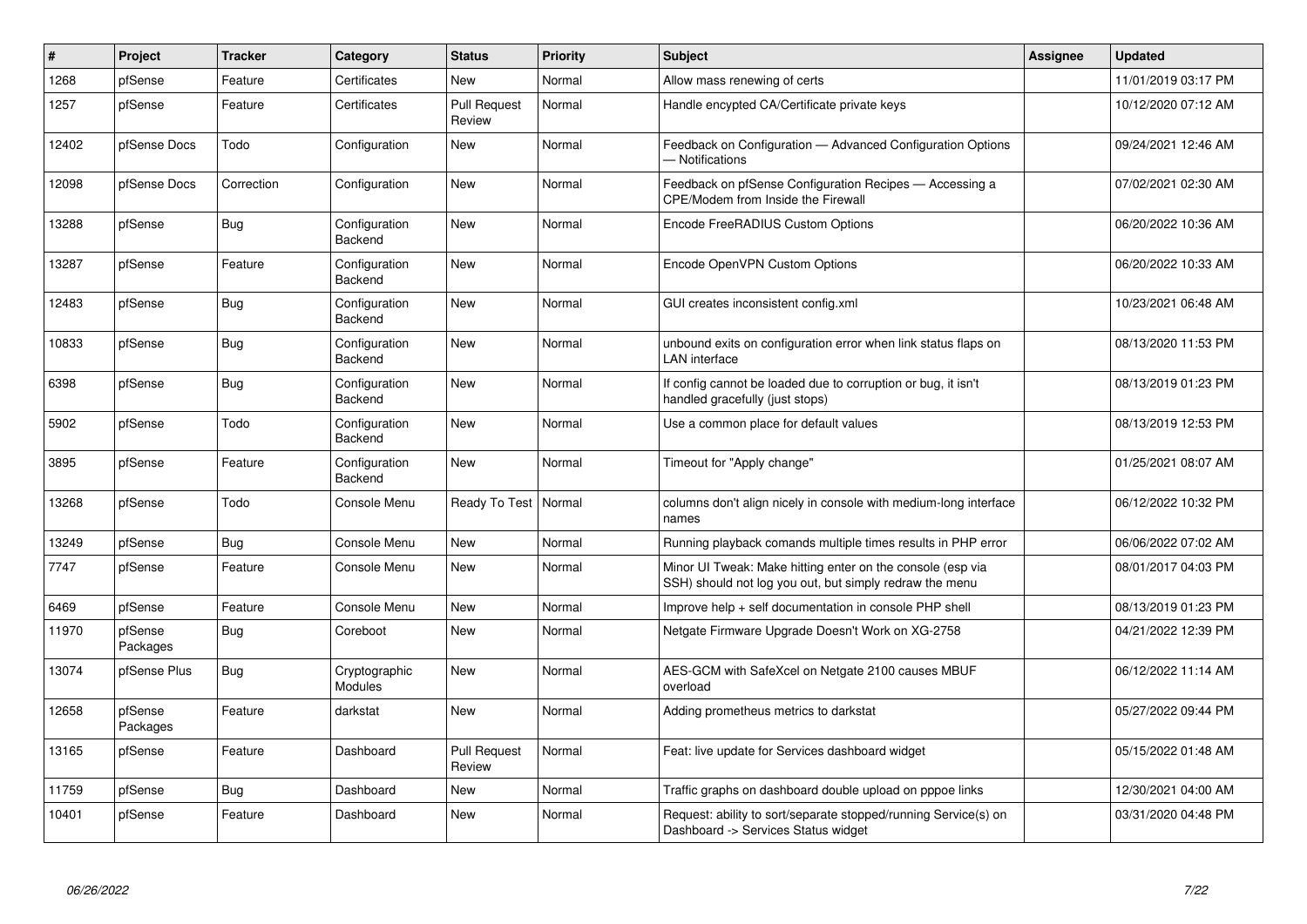| # | Project | Tracker | Category | Status | Priority | Subject | Assignee | Updated |
|---|---|---|---|---|---|---|---|---|
| 1268 | pfSense | Feature | Certificates | New | Normal | Allow mass renewing of certs | | 11/01/2019 03:17 PM |
| 1257 | pfSense | Feature | Certificates | Pull Request Review | Normal | Handle encypted CA/Certificate private keys | | 10/12/2020 07:12 AM |
| 12402 | pfSense Docs | Todo | Configuration | New | Normal | Feedback on Configuration — Advanced Configuration Options — Notifications | | 09/24/2021 12:46 AM |
| 12098 | pfSense Docs | Correction | Configuration | New | Normal | Feedback on pfSense Configuration Recipes — Accessing a CPE/Modem from Inside the Firewall | | 07/02/2021 02:30 AM |
| 13288 | pfSense | Bug | Configuration Backend | New | Normal | Encode FreeRADIUS Custom Options | | 06/20/2022 10:36 AM |
| 13287 | pfSense | Feature | Configuration Backend | New | Normal | Encode OpenVPN Custom Options | | 06/20/2022 10:33 AM |
| 12483 | pfSense | Bug | Configuration Backend | New | Normal | GUI creates inconsistent config.xml | | 10/23/2021 06:48 AM |
| 10833 | pfSense | Bug | Configuration Backend | New | Normal | unbound exits on configuration error when link status flaps on LAN interface | | 08/13/2020 11:53 PM |
| 6398 | pfSense | Bug | Configuration Backend | New | Normal | If config cannot be loaded due to corruption or bug, it isn't handled gracefully (just stops) | | 08/13/2019 01:23 PM |
| 5902 | pfSense | Todo | Configuration Backend | New | Normal | Use a common place for default values | | 08/13/2019 12:53 PM |
| 3895 | pfSense | Feature | Configuration Backend | New | Normal | Timeout for "Apply change" | | 01/25/2021 08:07 AM |
| 13268 | pfSense | Todo | Console Menu | Ready To Test | Normal | columns don't align nicely in console with medium-long interface names | | 06/12/2022 10:32 PM |
| 13249 | pfSense | Bug | Console Menu | New | Normal | Running playback comands multiple times results in PHP error | | 06/06/2022 07:02 AM |
| 7747 | pfSense | Feature | Console Menu | New | Normal | Minor UI Tweak: Make hitting enter on the console (esp via SSH) should not log you out, but simply redraw the menu | | 08/01/2017 04:03 PM |
| 6469 | pfSense | Feature | Console Menu | New | Normal | Improve help + self documentation in console PHP shell | | 08/13/2019 01:23 PM |
| 11970 | pfSense Packages | Bug | Coreboot | New | Normal | Netgate Firmware Upgrade Doesn't Work on XG-2758 | | 04/21/2022 12:39 PM |
| 13074 | pfSense Plus | Bug | Cryptographic Modules | New | Normal | AES-GCM with SafeXcel on Netgate 2100 causes MBUF overload | | 06/12/2022 11:14 AM |
| 12658 | pfSense Packages | Feature | darkstat | New | Normal | Adding prometheus metrics to darkstat | | 05/27/2022 09:44 PM |
| 13165 | pfSense | Feature | Dashboard | Pull Request Review | Normal | Feat: live update for Services dashboard widget | | 05/15/2022 01:48 AM |
| 11759 | pfSense | Bug | Dashboard | New | Normal | Traffic graphs on dashboard double upload on pppoe links | | 12/30/2021 04:00 AM |
| 10401 | pfSense | Feature | Dashboard | New | Normal | Request: ability to sort/separate stopped/running Service(s) on Dashboard -> Services Status widget | | 03/31/2020 04:48 PM |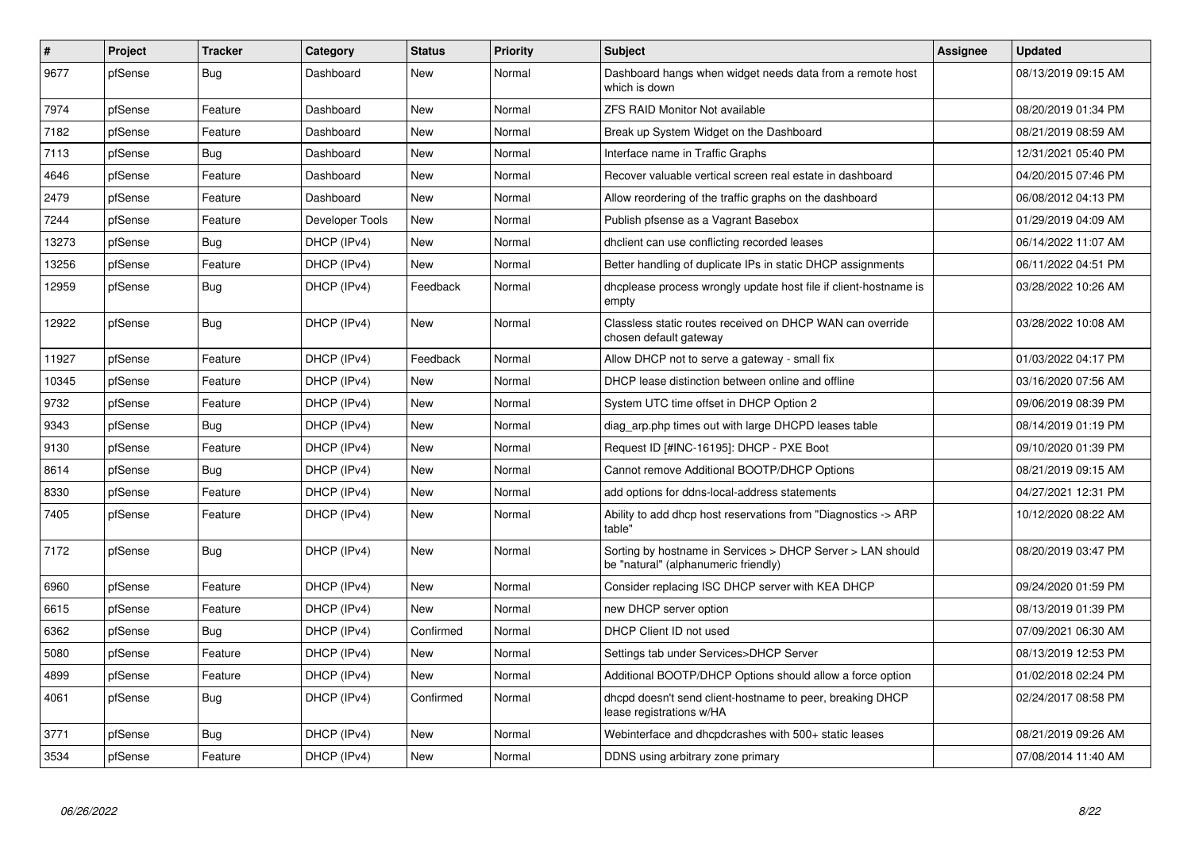| # | Project | Tracker | Category | Status | Priority | Subject | Assignee | Updated |
|---|---|---|---|---|---|---|---|---|
| 9677 | pfSense | Bug | Dashboard | New | Normal | Dashboard hangs when widget needs data from a remote host which is down | | 08/13/2019 09:15 AM |
| 7974 | pfSense | Feature | Dashboard | New | Normal | ZFS RAID Monitor Not available | | 08/20/2019 01:34 PM |
| 7182 | pfSense | Feature | Dashboard | New | Normal | Break up System Widget on the Dashboard | | 08/21/2019 08:59 AM |
| 7113 | pfSense | Bug | Dashboard | New | Normal | Interface name in Traffic Graphs | | 12/31/2021 05:40 PM |
| 4646 | pfSense | Feature | Dashboard | New | Normal | Recover valuable vertical screen real estate in dashboard | | 04/20/2015 07:46 PM |
| 2479 | pfSense | Feature | Dashboard | New | Normal | Allow reordering of the traffic graphs on the dashboard | | 06/08/2012 04:13 PM |
| 7244 | pfSense | Feature | Developer Tools | New | Normal | Publish pfsense as a Vagrant Basebox | | 01/29/2019 04:09 AM |
| 13273 | pfSense | Bug | DHCP (IPv4) | New | Normal | dhclient can use conflicting recorded leases | | 06/14/2022 11:07 AM |
| 13256 | pfSense | Feature | DHCP (IPv4) | New | Normal | Better handling of duplicate IPs in static DHCP assignments | | 06/11/2022 04:51 PM |
| 12959 | pfSense | Bug | DHCP (IPv4) | Feedback | Normal | dhcplease process wrongly update host file if client-hostname is empty | | 03/28/2022 10:26 AM |
| 12922 | pfSense | Bug | DHCP (IPv4) | New | Normal | Classless static routes received on DHCP WAN can override chosen default gateway | | 03/28/2022 10:08 AM |
| 11927 | pfSense | Feature | DHCP (IPv4) | Feedback | Normal | Allow DHCP not to serve a gateway - small fix | | 01/03/2022 04:17 PM |
| 10345 | pfSense | Feature | DHCP (IPv4) | New | Normal | DHCP lease distinction between online and offline | | 03/16/2020 07:56 AM |
| 9732 | pfSense | Feature | DHCP (IPv4) | New | Normal | System UTC time offset in DHCP Option 2 | | 09/06/2019 08:39 PM |
| 9343 | pfSense | Bug | DHCP (IPv4) | New | Normal | diag_arp.php times out with large DHCPD leases table | | 08/14/2019 01:19 PM |
| 9130 | pfSense | Feature | DHCP (IPv4) | New | Normal | Request ID [#INC-16195]: DHCP - PXE Boot | | 09/10/2020 01:39 PM |
| 8614 | pfSense | Bug | DHCP (IPv4) | New | Normal | Cannot remove Additional BOOTP/DHCP Options | | 08/21/2019 09:15 AM |
| 8330 | pfSense | Feature | DHCP (IPv4) | New | Normal | add options for ddns-local-address statements | | 04/27/2021 12:31 PM |
| 7405 | pfSense | Feature | DHCP (IPv4) | New | Normal | Ability to add dhcp host reservations from "Diagnostics -> ARP table" | | 10/12/2020 08:22 AM |
| 7172 | pfSense | Bug | DHCP (IPv4) | New | Normal | Sorting by hostname in Services > DHCP Server > LAN should be "natural" (alphanumeric friendly) | | 08/20/2019 03:47 PM |
| 6960 | pfSense | Feature | DHCP (IPv4) | New | Normal | Consider replacing ISC DHCP server with KEA DHCP | | 09/24/2020 01:59 PM |
| 6615 | pfSense | Feature | DHCP (IPv4) | New | Normal | new DHCP server option | | 08/13/2019 01:39 PM |
| 6362 | pfSense | Bug | DHCP (IPv4) | Confirmed | Normal | DHCP Client ID not used | | 07/09/2021 06:30 AM |
| 5080 | pfSense | Feature | DHCP (IPv4) | New | Normal | Settings tab under Services>DHCP Server | | 08/13/2019 12:53 PM |
| 4899 | pfSense | Feature | DHCP (IPv4) | New | Normal | Additional BOOTP/DHCP Options should allow a force option | | 01/02/2018 02:24 PM |
| 4061 | pfSense | Bug | DHCP (IPv4) | Confirmed | Normal | dhcpd doesn't send client-hostname to peer, breaking DHCP lease registrations w/HA | | 02/24/2017 08:58 PM |
| 3771 | pfSense | Bug | DHCP (IPv4) | New | Normal | Webinterface and dhcpdcrashes with 500+ static leases | | 08/21/2019 09:26 AM |
| 3534 | pfSense | Feature | DHCP (IPv4) | New | Normal | DDNS using arbitrary zone primary | | 07/08/2014 11:40 AM |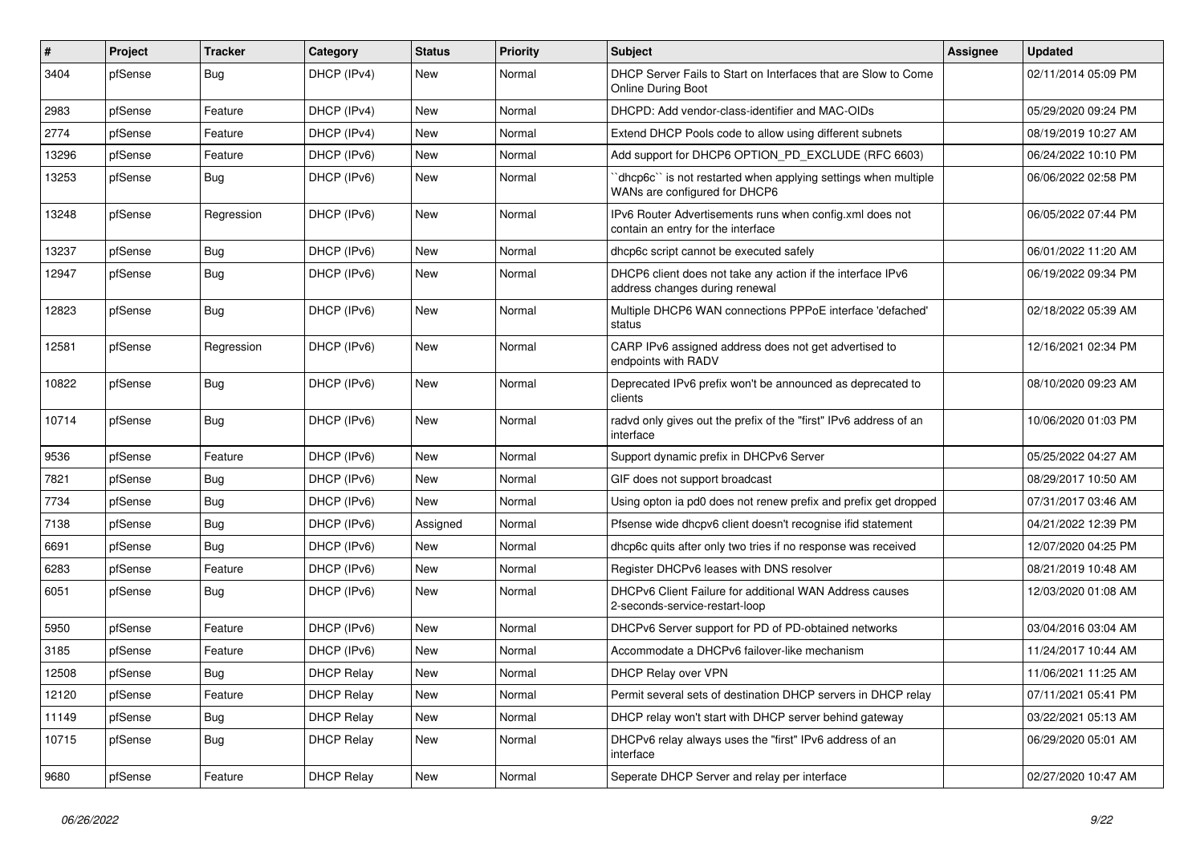| # | Project | Tracker | Category | Status | Priority | Subject | Assignee | Updated |
|---|---|---|---|---|---|---|---|---|
| 3404 | pfSense | Bug | DHCP (IPv4) | New | Normal | DHCP Server Fails to Start on Interfaces that are Slow to Come Online During Boot | | 02/11/2014 05:09 PM |
| 2983 | pfSense | Feature | DHCP (IPv4) | New | Normal | DHCPD: Add vendor-class-identifier and MAC-OIDs | | 05/29/2020 09:24 PM |
| 2774 | pfSense | Feature | DHCP (IPv4) | New | Normal | Extend DHCP Pools code to allow using different subnets | | 08/19/2019 10:27 AM |
| 13296 | pfSense | Feature | DHCP (IPv6) | New | Normal | Add support for DHCP6 OPTION_PD_EXCLUDE (RFC 6603) | | 06/24/2022 10:10 PM |
| 13253 | pfSense | Bug | DHCP (IPv6) | New | Normal | ``dhcp6c`` is not restarted when applying settings when multiple WANs are configured for DHCP6 | | 06/06/2022 02:58 PM |
| 13248 | pfSense | Regression | DHCP (IPv6) | New | Normal | IPv6 Router Advertisements runs when config.xml does not contain an entry for the interface | | 06/05/2022 07:44 PM |
| 13237 | pfSense | Bug | DHCP (IPv6) | New | Normal | dhcp6c script cannot be executed safely | | 06/01/2022 11:20 AM |
| 12947 | pfSense | Bug | DHCP (IPv6) | New | Normal | DHCP6 client does not take any action if the interface IPv6 address changes during renewal | | 06/19/2022 09:34 PM |
| 12823 | pfSense | Bug | DHCP (IPv6) | New | Normal | Multiple DHCP6 WAN connections PPPoE interface 'defached' status | | 02/18/2022 05:39 AM |
| 12581 | pfSense | Regression | DHCP (IPv6) | New | Normal | CARP IPv6 assigned address does not get advertised to endpoints with RADV | | 12/16/2021 02:34 PM |
| 10822 | pfSense | Bug | DHCP (IPv6) | New | Normal | Deprecated IPv6 prefix won't be announced as deprecated to clients | | 08/10/2020 09:23 AM |
| 10714 | pfSense | Bug | DHCP (IPv6) | New | Normal | radvd only gives out the prefix of the "first" IPv6 address of an interface | | 10/06/2020 01:03 PM |
| 9536 | pfSense | Feature | DHCP (IPv6) | New | Normal | Support dynamic prefix in DHCPv6 Server | | 05/25/2022 04:27 AM |
| 7821 | pfSense | Bug | DHCP (IPv6) | New | Normal | GIF does not support broadcast | | 08/29/2017 10:50 AM |
| 7734 | pfSense | Bug | DHCP (IPv6) | New | Normal | Using opton ia pd0 does not renew prefix and prefix get dropped | | 07/31/2017 03:46 AM |
| 7138 | pfSense | Bug | DHCP (IPv6) | Assigned | Normal | Pfsense wide dhcpv6 client doesn't recognise ifid statement | | 04/21/2022 12:39 PM |
| 6691 | pfSense | Bug | DHCP (IPv6) | New | Normal | dhcp6c quits after only two tries if no response was received | | 12/07/2020 04:25 PM |
| 6283 | pfSense | Feature | DHCP (IPv6) | New | Normal | Register DHCPv6 leases with DNS resolver | | 08/21/2019 10:48 AM |
| 6051 | pfSense | Bug | DHCP (IPv6) | New | Normal | DHCPv6 Client Failure for additional WAN Address causes 2-seconds-service-restart-loop | | 12/03/2020 01:08 AM |
| 5950 | pfSense | Feature | DHCP (IPv6) | New | Normal | DHCPv6 Server support for PD of PD-obtained networks | | 03/04/2016 03:04 AM |
| 3185 | pfSense | Feature | DHCP (IPv6) | New | Normal | Accommodate a DHCPv6 failover-like mechanism | | 11/24/2017 10:44 AM |
| 12508 | pfSense | Bug | DHCP Relay | New | Normal | DHCP Relay over VPN | | 11/06/2021 11:25 AM |
| 12120 | pfSense | Feature | DHCP Relay | New | Normal | Permit several sets of destination DHCP servers in DHCP relay | | 07/11/2021 05:41 PM |
| 11149 | pfSense | Bug | DHCP Relay | New | Normal | DHCP relay won't start with DHCP server behind gateway | | 03/22/2021 05:13 AM |
| 10715 | pfSense | Bug | DHCP Relay | New | Normal | DHCPv6 relay always uses the "first" IPv6 address of an interface | | 06/29/2020 05:01 AM |
| 9680 | pfSense | Feature | DHCP Relay | New | Normal | Seperate DHCP Server and relay per interface | | 02/27/2020 10:47 AM |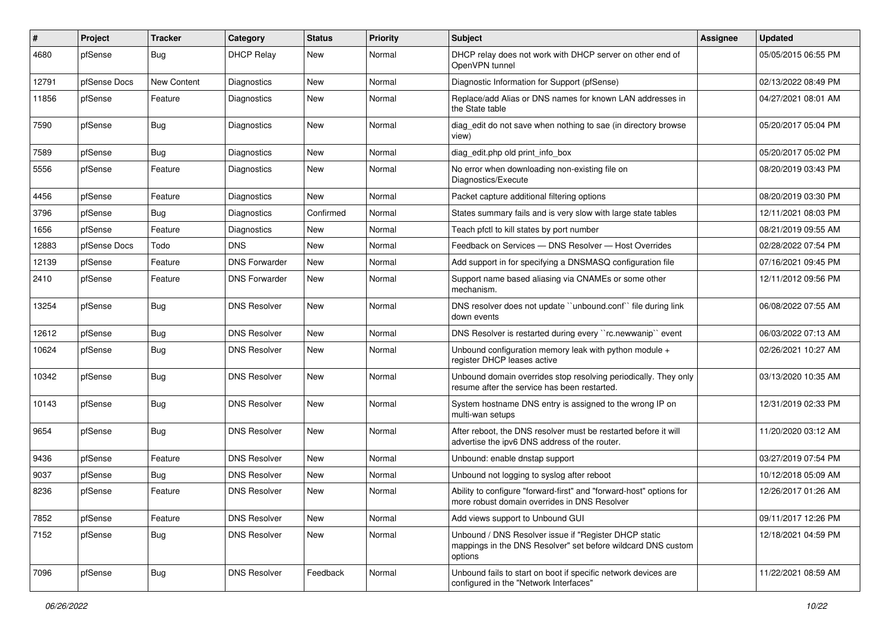| # | Project | Tracker | Category | Status | Priority | Subject | Assignee | Updated |
|---|---|---|---|---|---|---|---|---|
| 4680 | pfSense | Bug | DHCP Relay | New | Normal | DHCP relay does not work with DHCP server on other end of OpenVPN tunnel | | 05/05/2015 06:55 PM |
| 12791 | pfSense Docs | New Content | Diagnostics | New | Normal | Diagnostic Information for Support (pfSense) | | 02/13/2022 08:49 PM |
| 11856 | pfSense | Feature | Diagnostics | New | Normal | Replace/add Alias or DNS names for known LAN addresses in the State table | | 04/27/2021 08:01 AM |
| 7590 | pfSense | Bug | Diagnostics | New | Normal | diag_edit do not save when nothing to sae (in directory browse view) | | 05/20/2017 05:04 PM |
| 7589 | pfSense | Bug | Diagnostics | New | Normal | diag_edit.php old print_info_box | | 05/20/2017 05:02 PM |
| 5556 | pfSense | Feature | Diagnostics | New | Normal | No error when downloading non-existing file on Diagnostics/Execute | | 08/20/2019 03:43 PM |
| 4456 | pfSense | Feature | Diagnostics | New | Normal | Packet capture additional filtering options | | 08/20/2019 03:30 PM |
| 3796 | pfSense | Bug | Diagnostics | Confirmed | Normal | States summary fails and is very slow with large state tables | | 12/11/2021 08:03 PM |
| 1656 | pfSense | Feature | Diagnostics | New | Normal | Teach pfctl to kill states by port number | | 08/21/2019 09:55 AM |
| 12883 | pfSense Docs | Todo | DNS | New | Normal | Feedback on Services — DNS Resolver — Host Overrides | | 02/28/2022 07:54 PM |
| 12139 | pfSense | Feature | DNS Forwarder | New | Normal | Add support in for specifying a DNSMASQ configuration file | | 07/16/2021 09:45 PM |
| 2410 | pfSense | Feature | DNS Forwarder | New | Normal | Support name based aliasing via CNAMEs or some other mechanism. | | 12/11/2012 09:56 PM |
| 13254 | pfSense | Bug | DNS Resolver | New | Normal | DNS resolver does not update ``unbound.conf`` file during link down events | | 06/08/2022 07:55 AM |
| 12612 | pfSense | Bug | DNS Resolver | New | Normal | DNS Resolver is restarted during every ``rc.newwanip`` event | | 06/03/2022 07:13 AM |
| 10624 | pfSense | Bug | DNS Resolver | New | Normal | Unbound configuration memory leak with python module + register DHCP leases active | | 02/26/2021 10:27 AM |
| 10342 | pfSense | Bug | DNS Resolver | New | Normal | Unbound domain overrides stop resolving periodically. They only resume after the service has been restarted. | | 03/13/2020 10:35 AM |
| 10143 | pfSense | Bug | DNS Resolver | New | Normal | System hostname DNS entry is assigned to the wrong IP on multi-wan setups | | 12/31/2019 02:33 PM |
| 9654 | pfSense | Bug | DNS Resolver | New | Normal | After reboot, the DNS resolver must be restarted before it will advertise the ipv6 DNS address of the router. | | 11/20/2020 03:12 AM |
| 9436 | pfSense | Feature | DNS Resolver | New | Normal | Unbound: enable dnstap support | | 03/27/2019 07:54 PM |
| 9037 | pfSense | Bug | DNS Resolver | New | Normal | Unbound not logging to syslog after reboot | | 10/12/2018 05:09 AM |
| 8236 | pfSense | Feature | DNS Resolver | New | Normal | Ability to configure "forward-first" and "forward-host" options for more robust domain overrides in DNS Resolver | | 12/26/2017 01:26 AM |
| 7852 | pfSense | Feature | DNS Resolver | New | Normal | Add views support to Unbound GUI | | 09/11/2017 12:26 PM |
| 7152 | pfSense | Bug | DNS Resolver | New | Normal | Unbound / DNS Resolver issue if "Register DHCP static mappings in the DNS Resolver" set before wildcard DNS custom options | | 12/18/2021 04:59 PM |
| 7096 | pfSense | Bug | DNS Resolver | Feedback | Normal | Unbound fails to start on boot if specific network devices are configured in the "Network Interfaces" | | 11/22/2021 08:59 AM |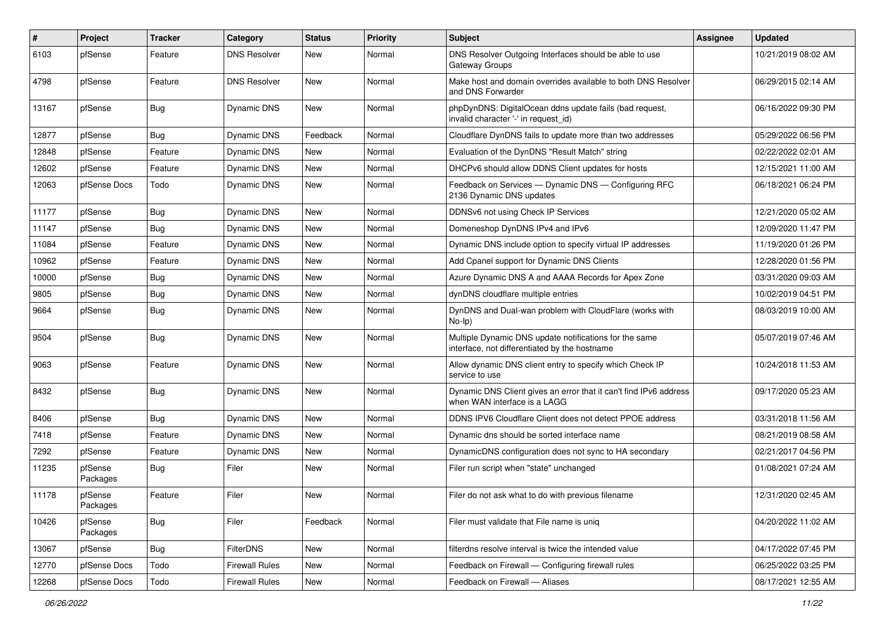| # | Project | Tracker | Category | Status | Priority | Subject | Assignee | Updated |
|---|---|---|---|---|---|---|---|---|
| 6103 | pfSense | Feature | DNS Resolver | New | Normal | DNS Resolver Outgoing Interfaces should be able to use Gateway Groups | | 10/21/2019 08:02 AM |
| 4798 | pfSense | Feature | DNS Resolver | New | Normal | Make host and domain overrides available to both DNS Resolver and DNS Forwarder | | 06/29/2015 02:14 AM |
| 13167 | pfSense | Bug | Dynamic DNS | New | Normal | phpDynDNS: DigitalOcean ddns update fails (bad request, invalid character '-' in request_id) | | 06/16/2022 09:30 PM |
| 12877 | pfSense | Bug | Dynamic DNS | Feedback | Normal | Cloudflare DynDNS fails to update more than two addresses | | 05/29/2022 06:56 PM |
| 12848 | pfSense | Feature | Dynamic DNS | New | Normal | Evaluation of the DynDNS "Result Match" string | | 02/22/2022 02:01 AM |
| 12602 | pfSense | Feature | Dynamic DNS | New | Normal | DHCPv6 should allow DDNS Client updates for hosts | | 12/15/2021 11:00 AM |
| 12063 | pfSense Docs | Todo | Dynamic DNS | New | Normal | Feedback on Services — Dynamic DNS — Configuring RFC 2136 Dynamic DNS updates | | 06/18/2021 06:24 PM |
| 11177 | pfSense | Bug | Dynamic DNS | New | Normal | DDNSv6 not using Check IP Services | | 12/21/2020 05:02 AM |
| 11147 | pfSense | Bug | Dynamic DNS | New | Normal | Domeneshop DynDNS IPv4 and IPv6 | | 12/09/2020 11:47 PM |
| 11084 | pfSense | Feature | Dynamic DNS | New | Normal | Dynamic DNS include option to specify virtual IP addresses | | 11/19/2020 01:26 PM |
| 10962 | pfSense | Feature | Dynamic DNS | New | Normal | Add Cpanel support for Dynamic DNS Clients | | 12/28/2020 01:56 PM |
| 10000 | pfSense | Bug | Dynamic DNS | New | Normal | Azure Dynamic DNS A and AAAA Records for Apex Zone | | 03/31/2020 09:03 AM |
| 9805 | pfSense | Bug | Dynamic DNS | New | Normal | dynDNS cloudflare multiple entries | | 10/02/2019 04:51 PM |
| 9664 | pfSense | Bug | Dynamic DNS | New | Normal | DynDNS and Dual-wan problem with CloudFlare (works with No-Ip) | | 08/03/2019 10:00 AM |
| 9504 | pfSense | Bug | Dynamic DNS | New | Normal | Multiple Dynamic DNS update notifications for the same interface, not differentiated by the hostname | | 05/07/2019 07:46 AM |
| 9063 | pfSense | Feature | Dynamic DNS | New | Normal | Allow dynamic DNS client entry to specify which Check IP service to use | | 10/24/2018 11:53 AM |
| 8432 | pfSense | Bug | Dynamic DNS | New | Normal | Dynamic DNS Client gives an error that it can't find IPv6 address when WAN interface is a LAGG | | 09/17/2020 05:23 AM |
| 8406 | pfSense | Bug | Dynamic DNS | New | Normal | DDNS IPV6 Cloudflare Client does not detect PPOE address | | 03/31/2018 11:56 AM |
| 7418 | pfSense | Feature | Dynamic DNS | New | Normal | Dynamic dns should be sorted interface name | | 08/21/2019 08:58 AM |
| 7292 | pfSense | Feature | Dynamic DNS | New | Normal | DynamicDNS configuration does not sync to HA secondary | | 02/21/2017 04:56 PM |
| 11235 | pfSense Packages | Bug | Filer | New | Normal | Filer run script when "state" unchanged | | 01/08/2021 07:24 AM |
| 11178 | pfSense Packages | Feature | Filer | New | Normal | Filer do not ask what to do with previous filename | | 12/31/2020 02:45 AM |
| 10426 | pfSense Packages | Bug | Filer | Feedback | Normal | Filer must validate that File name is uniq | | 04/20/2022 11:02 AM |
| 13067 | pfSense | Bug | FilterDNS | New | Normal | filterdns resolve interval is twice the intended value | | 04/17/2022 07:45 PM |
| 12770 | pfSense Docs | Todo | Firewall Rules | New | Normal | Feedback on Firewall — Configuring firewall rules | | 06/25/2022 03:25 PM |
| 12268 | pfSense Docs | Todo | Firewall Rules | New | Normal | Feedback on Firewall — Aliases | | 08/17/2021 12:55 AM |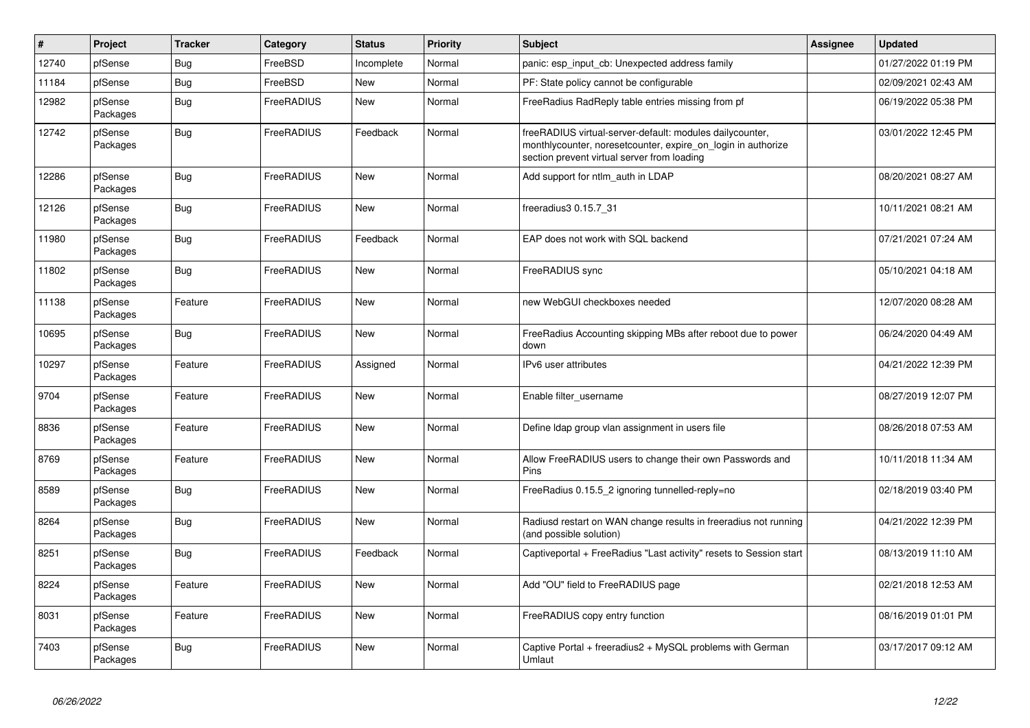| # | Project | Tracker | Category | Status | Priority | Subject | Assignee | Updated |
|---|---|---|---|---|---|---|---|---|
| 12740 | pfSense | Bug | FreeBSD | Incomplete | Normal | panic: esp_input_cb: Unexpected address family | | 01/27/2022 01:19 PM |
| 11184 | pfSense | Bug | FreeBSD | New | Normal | PF: State policy cannot be configurable | | 02/09/2021 02:43 AM |
| 12982 | pfSense Packages | Bug | FreeRADIUS | New | Normal | FreeRadius RadReply table entries missing from pf | | 06/19/2022 05:38 PM |
| 12742 | pfSense Packages | Bug | FreeRADIUS | Feedback | Normal | freeRADIUS virtual-server-default: modules dailycounter, monthlycounter, noresetcounter, expire_on_login in authorize section prevent virtual server from loading | | 03/01/2022 12:45 PM |
| 12286 | pfSense Packages | Bug | FreeRADIUS | New | Normal | Add support for ntlm_auth in LDAP | | 08/20/2021 08:27 AM |
| 12126 | pfSense Packages | Bug | FreeRADIUS | New | Normal | freeradius3 0.15.7_31 | | 10/11/2021 08:21 AM |
| 11980 | pfSense Packages | Bug | FreeRADIUS | Feedback | Normal | EAP does not work with SQL backend | | 07/21/2021 07:24 AM |
| 11802 | pfSense Packages | Bug | FreeRADIUS | New | Normal | FreeRADIUS sync | | 05/10/2021 04:18 AM |
| 11138 | pfSense Packages | Feature | FreeRADIUS | New | Normal | new WebGUI checkboxes needed | | 12/07/2020 08:28 AM |
| 10695 | pfSense Packages | Bug | FreeRADIUS | New | Normal | FreeRadius Accounting skipping MBs after reboot due to power down | | 06/24/2020 04:49 AM |
| 10297 | pfSense Packages | Feature | FreeRADIUS | Assigned | Normal | IPv6 user attributes | | 04/21/2022 12:39 PM |
| 9704 | pfSense Packages | Feature | FreeRADIUS | New | Normal | Enable filter_username | | 08/27/2019 12:07 PM |
| 8836 | pfSense Packages | Feature | FreeRADIUS | New | Normal | Define ldap group vlan assignment in users file | | 08/26/2018 07:53 AM |
| 8769 | pfSense Packages | Feature | FreeRADIUS | New | Normal | Allow FreeRADIUS users to change their own Passwords and Pins | | 10/11/2018 11:34 AM |
| 8589 | pfSense Packages | Bug | FreeRADIUS | New | Normal | FreeRadius 0.15.5_2 ignoring tunnelled-reply=no | | 02/18/2019 03:40 PM |
| 8264 | pfSense Packages | Bug | FreeRADIUS | New | Normal | Radiusd restart on WAN change results in freeradius not running (and possible solution) | | 04/21/2022 12:39 PM |
| 8251 | pfSense Packages | Bug | FreeRADIUS | Feedback | Normal | Captiveportal + FreeRadius "Last activity" resets to Session start | | 08/13/2019 11:10 AM |
| 8224 | pfSense Packages | Feature | FreeRADIUS | New | Normal | Add "OU" field to FreeRADIUS page | | 02/21/2018 12:53 AM |
| 8031 | pfSense Packages | Feature | FreeRADIUS | New | Normal | FreeRADIUS copy entry function | | 08/16/2019 01:01 PM |
| 7403 | pfSense Packages | Bug | FreeRADIUS | New | Normal | Captive Portal + freeradius2 + MySQL problems with German Umlaut | | 03/17/2017 09:12 AM |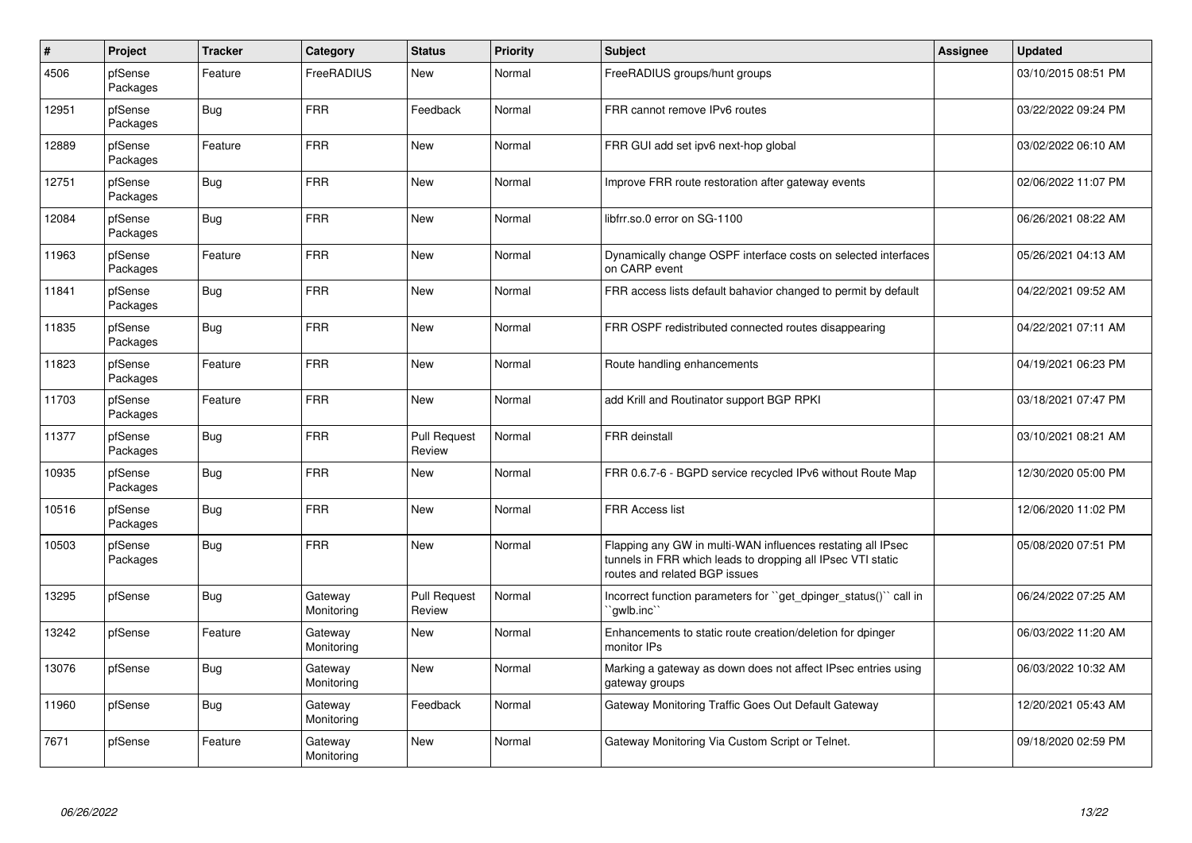| # | Project | Tracker | Category | Status | Priority | Subject | Assignee | Updated |
|---|---|---|---|---|---|---|---|---|
| 4506 | pfSense Packages | Feature | FreeRADIUS | New | Normal | FreeRADIUS groups/hunt groups | | 03/10/2015 08:51 PM |
| 12951 | pfSense Packages | Bug | FRR | Feedback | Normal | FRR cannot remove IPv6 routes | | 03/22/2022 09:24 PM |
| 12889 | pfSense Packages | Feature | FRR | New | Normal | FRR GUI add set ipv6 next-hop global | | 03/02/2022 06:10 AM |
| 12751 | pfSense Packages | Bug | FRR | New | Normal | Improve FRR route restoration after gateway events | | 02/06/2022 11:07 PM |
| 12084 | pfSense Packages | Bug | FRR | New | Normal | libfrr.so.0 error on SG-1100 | | 06/26/2021 08:22 AM |
| 11963 | pfSense Packages | Feature | FRR | New | Normal | Dynamically change OSPF interface costs on selected interfaces on CARP event | | 05/26/2021 04:13 AM |
| 11841 | pfSense Packages | Bug | FRR | New | Normal | FRR access lists default bahavior changed to permit by default | | 04/22/2021 09:52 AM |
| 11835 | pfSense Packages | Bug | FRR | New | Normal | FRR OSPF redistributed connected routes disappearing | | 04/22/2021 07:11 AM |
| 11823 | pfSense Packages | Feature | FRR | New | Normal | Route handling enhancements | | 04/19/2021 06:23 PM |
| 11703 | pfSense Packages | Feature | FRR | New | Normal | add Krill and Routinator support BGP RPKI | | 03/18/2021 07:47 PM |
| 11377 | pfSense Packages | Bug | FRR | Pull Request Review | Normal | FRR deinstall | | 03/10/2021 08:21 AM |
| 10935 | pfSense Packages | Bug | FRR | New | Normal | FRR 0.6.7-6 - BGPD service recycled IPv6 without Route Map | | 12/30/2020 05:00 PM |
| 10516 | pfSense Packages | Bug | FRR | New | Normal | FRR Access list | | 12/06/2020 11:02 PM |
| 10503 | pfSense Packages | Bug | FRR | New | Normal | Flapping any GW in multi-WAN influences restating all IPsec tunnels in FRR which leads to dropping all IPsec VTI static routes and related BGP issues | | 05/08/2020 07:51 PM |
| 13295 | pfSense | Bug | Gateway Monitoring | Pull Request Review | Normal | Incorrect function parameters for ``get_dpinger_status()`` call in ``gwlb.inc`` | | 06/24/2022 07:25 AM |
| 13242 | pfSense | Feature | Gateway Monitoring | New | Normal | Enhancements to static route creation/deletion for dpinger monitor IPs | | 06/03/2022 11:20 AM |
| 13076 | pfSense | Bug | Gateway Monitoring | New | Normal | Marking a gateway as down does not affect IPsec entries using gateway groups | | 06/03/2022 10:32 AM |
| 11960 | pfSense | Bug | Gateway Monitoring | Feedback | Normal | Gateway Monitoring Traffic Goes Out Default Gateway | | 12/20/2021 05:43 AM |
| 7671 | pfSense | Feature | Gateway Monitoring | New | Normal | Gateway Monitoring Via Custom Script or Telnet. | | 09/18/2020 02:59 PM |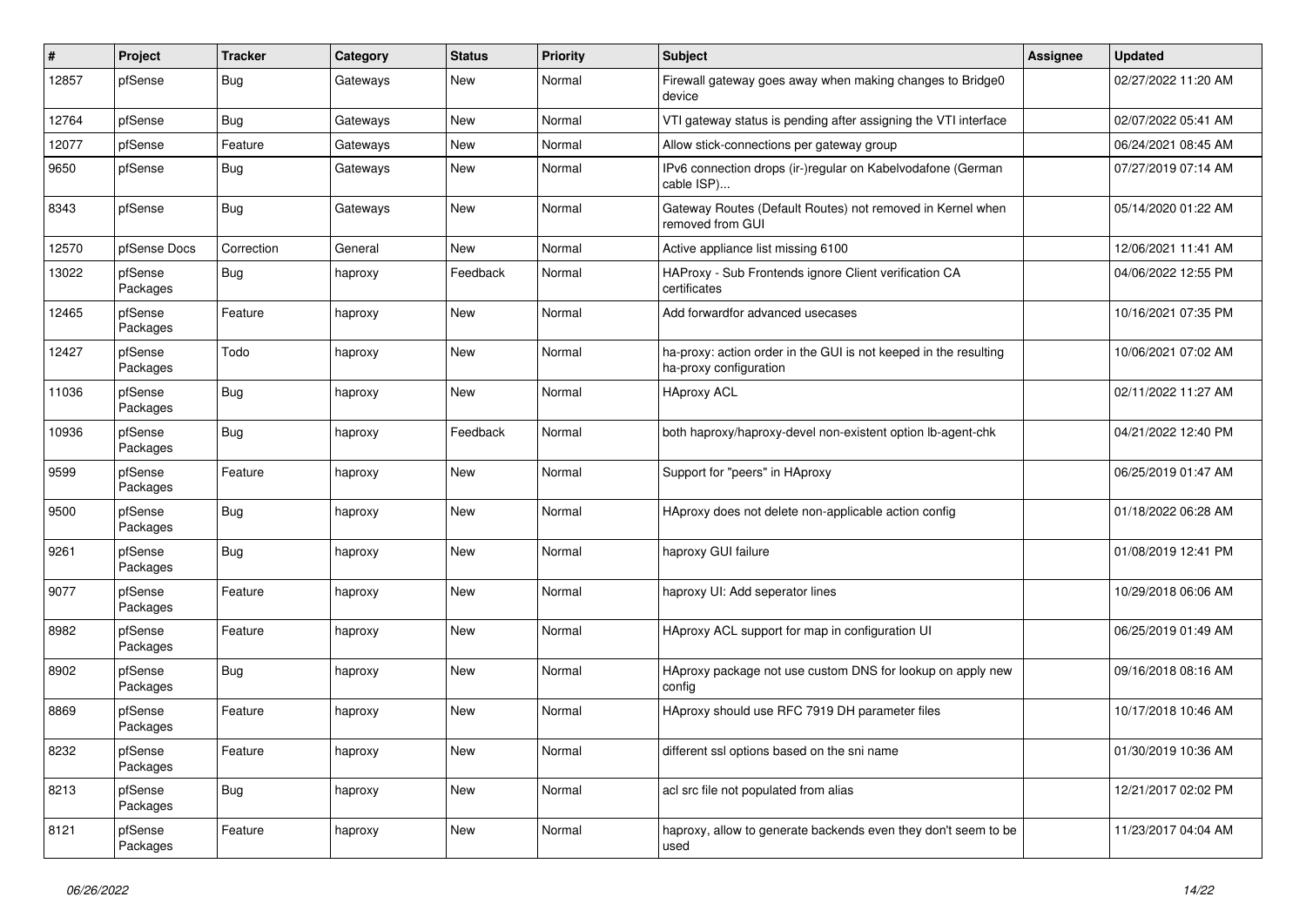| # | Project | Tracker | Category | Status | Priority | Subject | Assignee | Updated |
|---|---|---|---|---|---|---|---|---|
| 12857 | pfSense | Bug | Gateways | New | Normal | Firewall gateway goes away when making changes to Bridge0 device | | 02/27/2022 11:20 AM |
| 12764 | pfSense | Bug | Gateways | New | Normal | VTI gateway status is pending after assigning the VTI interface | | 02/07/2022 05:41 AM |
| 12077 | pfSense | Feature | Gateways | New | Normal | Allow stick-connections per gateway group | | 06/24/2021 08:45 AM |
| 9650 | pfSense | Bug | Gateways | New | Normal | IPv6 connection drops (ir-)regular on Kabelvodafone (German cable ISP)... | | 07/27/2019 07:14 AM |
| 8343 | pfSense | Bug | Gateways | New | Normal | Gateway Routes (Default Routes) not removed in Kernel when removed from GUI | | 05/14/2020 01:22 AM |
| 12570 | pfSense Docs | Correction | General | New | Normal | Active appliance list missing 6100 | | 12/06/2021 11:41 AM |
| 13022 | pfSense Packages | Bug | haproxy | Feedback | Normal | HAProxy - Sub Frontends ignore Client verification CA certificates | | 04/06/2022 12:55 PM |
| 12465 | pfSense Packages | Feature | haproxy | New | Normal | Add forwardfor advanced usecases | | 10/16/2021 07:35 PM |
| 12427 | pfSense Packages | Todo | haproxy | New | Normal | ha-proxy: action order in the GUI is not keeped in the resulting ha-proxy configuration | | 10/06/2021 07:02 AM |
| 11036 | pfSense Packages | Bug | haproxy | New | Normal | HAproxy ACL | | 02/11/2022 11:27 AM |
| 10936 | pfSense Packages | Bug | haproxy | Feedback | Normal | both haproxy/haproxy-devel non-existent option lb-agent-chk | | 04/21/2022 12:40 PM |
| 9599 | pfSense Packages | Feature | haproxy | New | Normal | Support for "peers" in HAproxy | | 06/25/2019 01:47 AM |
| 9500 | pfSense Packages | Bug | haproxy | New | Normal | HAproxy does not delete non-applicable action config | | 01/18/2022 06:28 AM |
| 9261 | pfSense Packages | Bug | haproxy | New | Normal | haproxy GUI failure | | 01/08/2019 12:41 PM |
| 9077 | pfSense Packages | Feature | haproxy | New | Normal | haproxy UI: Add seperator lines | | 10/29/2018 06:06 AM |
| 8982 | pfSense Packages | Feature | haproxy | New | Normal | HAproxy ACL support for map in configuration UI | | 06/25/2019 01:49 AM |
| 8902 | pfSense Packages | Bug | haproxy | New | Normal | HAproxy package not use custom DNS for lookup on apply new config | | 09/16/2018 08:16 AM |
| 8869 | pfSense Packages | Feature | haproxy | New | Normal | HAproxy should use RFC 7919 DH parameter files | | 10/17/2018 10:46 AM |
| 8232 | pfSense Packages | Feature | haproxy | New | Normal | different ssl options based on the sni name | | 01/30/2019 10:36 AM |
| 8213 | pfSense Packages | Bug | haproxy | New | Normal | acl src file not populated from alias | | 12/21/2017 02:02 PM |
| 8121 | pfSense Packages | Feature | haproxy | New | Normal | haproxy, allow to generate backends even they don't seem to be used | | 11/23/2017 04:04 AM |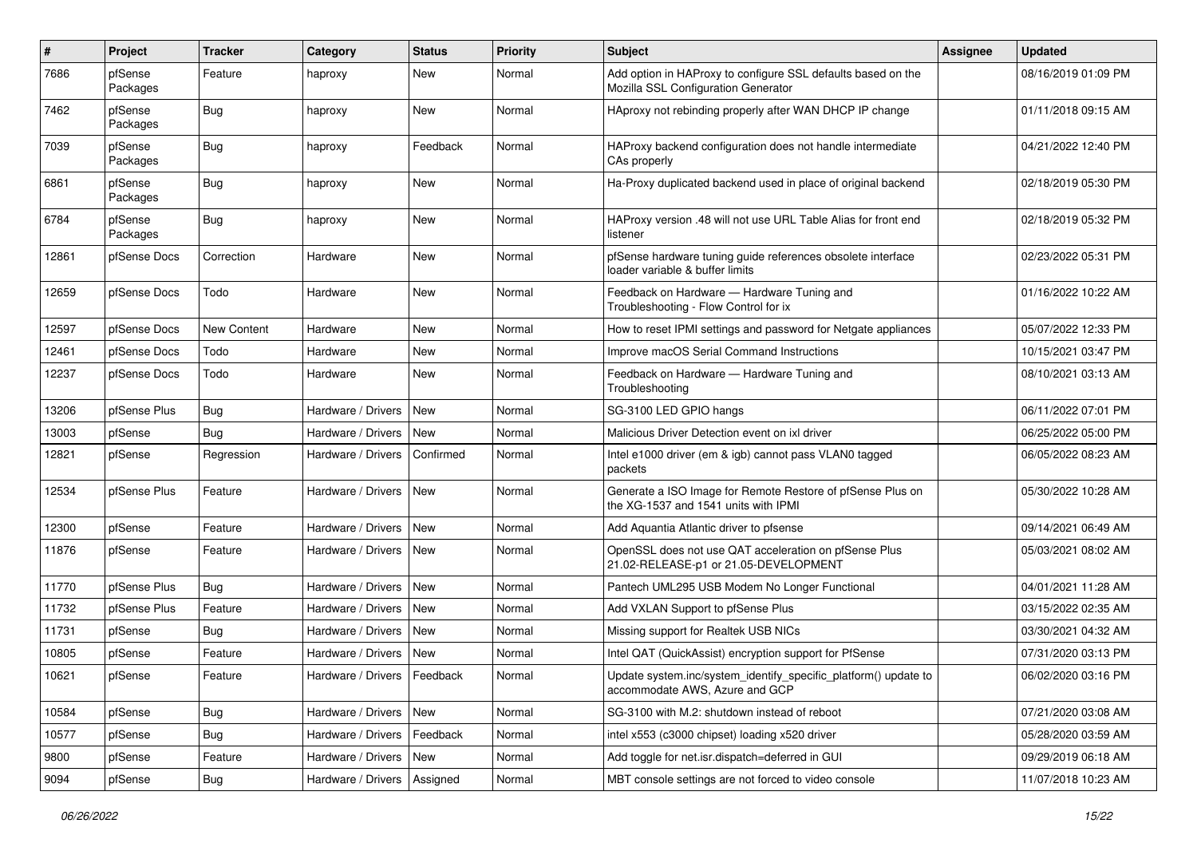| # | Project | Tracker | Category | Status | Priority | Subject | Assignee | Updated |
|---|---|---|---|---|---|---|---|---|
| 7686 | pfSense Packages | Feature | haproxy | New | Normal | Add option in HAProxy to configure SSL defaults based on the Mozilla SSL Configuration Generator | | 08/16/2019 01:09 PM |
| 7462 | pfSense Packages | Bug | haproxy | New | Normal | HAproxy not rebinding properly after WAN DHCP IP change | | 01/11/2018 09:15 AM |
| 7039 | pfSense Packages | Bug | haproxy | Feedback | Normal | HAProxy backend configuration does not handle intermediate CAs properly | | 04/21/2022 12:40 PM |
| 6861 | pfSense Packages | Bug | haproxy | New | Normal | Ha-Proxy duplicated backend used in place of original backend | | 02/18/2019 05:30 PM |
| 6784 | pfSense Packages | Bug | haproxy | New | Normal | HAProxy version .48 will not use URL Table Alias for front end listener | | 02/18/2019 05:32 PM |
| 12861 | pfSense Docs | Correction | Hardware | New | Normal | pfSense hardware tuning guide references obsolete interface loader variable & buffer limits | | 02/23/2022 05:31 PM |
| 12659 | pfSense Docs | Todo | Hardware | New | Normal | Feedback on Hardware — Hardware Tuning and Troubleshooting - Flow Control for ix | | 01/16/2022 10:22 AM |
| 12597 | pfSense Docs | New Content | Hardware | New | Normal | How to reset IPMI settings and password for Netgate appliances | | 05/07/2022 12:33 PM |
| 12461 | pfSense Docs | Todo | Hardware | New | Normal | Improve macOS Serial Command Instructions | | 10/15/2021 03:47 PM |
| 12237 | pfSense Docs | Todo | Hardware | New | Normal | Feedback on Hardware — Hardware Tuning and Troubleshooting | | 08/10/2021 03:13 AM |
| 13206 | pfSense Plus | Bug | Hardware / Drivers | New | Normal | SG-3100 LED GPIO hangs | | 06/11/2022 07:01 PM |
| 13003 | pfSense | Bug | Hardware / Drivers | New | Normal | Malicious Driver Detection event on ixl driver | | 06/25/2022 05:00 PM |
| 12821 | pfSense | Regression | Hardware / Drivers | Confirmed | Normal | Intel e1000 driver (em & igb) cannot pass VLAN0 tagged packets | | 06/05/2022 08:23 AM |
| 12534 | pfSense Plus | Feature | Hardware / Drivers | New | Normal | Generate a ISO Image for Remote Restore of pfSense Plus on the XG-1537 and 1541 units with IPMI | | 05/30/2022 10:28 AM |
| 12300 | pfSense | Feature | Hardware / Drivers | New | Normal | Add Aquantia Atlantic driver to pfsense | | 09/14/2021 06:49 AM |
| 11876 | pfSense | Feature | Hardware / Drivers | New | Normal | OpenSSL does not use QAT acceleration on pfSense Plus 21.02-RELEASE-p1 or 21.05-DEVELOPMENT | | 05/03/2021 08:02 AM |
| 11770 | pfSense Plus | Bug | Hardware / Drivers | New | Normal | Pantech UML295 USB Modem No Longer Functional | | 04/01/2021 11:28 AM |
| 11732 | pfSense Plus | Feature | Hardware / Drivers | New | Normal | Add VXLAN Support to pfSense Plus | | 03/15/2022 02:35 AM |
| 11731 | pfSense | Bug | Hardware / Drivers | New | Normal | Missing support for Realtek USB NICs | | 03/30/2021 04:32 AM |
| 10805 | pfSense | Feature | Hardware / Drivers | New | Normal | Intel QAT (QuickAssist) encryption support for PfSense | | 07/31/2020 03:13 PM |
| 10621 | pfSense | Feature | Hardware / Drivers | Feedback | Normal | Update system.inc/system_identify_specific_platform() update to accommodate AWS, Azure and GCP | | 06/02/2020 03:16 PM |
| 10584 | pfSense | Bug | Hardware / Drivers | New | Normal | SG-3100 with M.2: shutdown instead of reboot | | 07/21/2020 03:08 AM |
| 10577 | pfSense | Bug | Hardware / Drivers | Feedback | Normal | intel x553 (c3000 chipset) loading x520 driver | | 05/28/2020 03:59 AM |
| 9800 | pfSense | Feature | Hardware / Drivers | New | Normal | Add toggle for net.isr.dispatch=deferred in GUI | | 09/29/2019 06:18 AM |
| 9094 | pfSense | Bug | Hardware / Drivers | Assigned | Normal | MBT console settings are not forced to video console | | 11/07/2018 10:23 AM |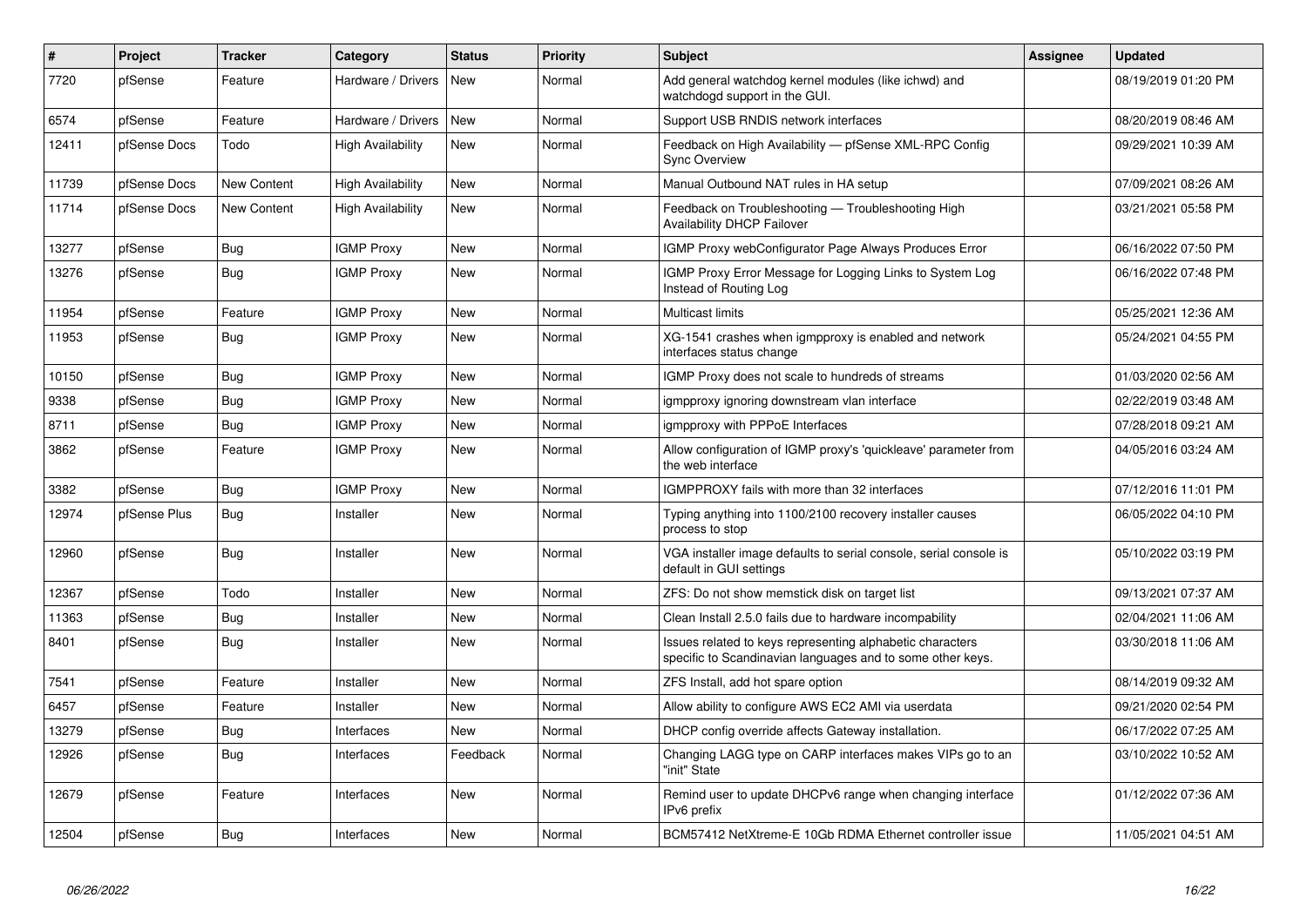| # | Project | Tracker | Category | Status | Priority | Subject | Assignee | Updated |
|---|---|---|---|---|---|---|---|---|
| 7720 | pfSense | Feature | Hardware / Drivers | New | Normal | Add general watchdog kernel modules (like ichwd) and watchdogd support in the GUI. | | 08/19/2019 01:20 PM |
| 6574 | pfSense | Feature | Hardware / Drivers | New | Normal | Support USB RNDIS network interfaces | | 08/20/2019 08:46 AM |
| 12411 | pfSense Docs | Todo | High Availability | New | Normal | Feedback on High Availability — pfSense XML-RPC Config Sync Overview | | 09/29/2021 10:39 AM |
| 11739 | pfSense Docs | New Content | High Availability | New | Normal | Manual Outbound NAT rules in HA setup | | 07/09/2021 08:26 AM |
| 11714 | pfSense Docs | New Content | High Availability | New | Normal | Feedback on Troubleshooting — Troubleshooting High Availability DHCP Failover | | 03/21/2021 05:58 PM |
| 13277 | pfSense | Bug | IGMP Proxy | New | Normal | IGMP Proxy webConfigurator Page Always Produces Error | | 06/16/2022 07:50 PM |
| 13276 | pfSense | Bug | IGMP Proxy | New | Normal | IGMP Proxy Error Message for Logging Links to System Log Instead of Routing Log | | 06/16/2022 07:48 PM |
| 11954 | pfSense | Feature | IGMP Proxy | New | Normal | Multicast limits | | 05/25/2021 12:36 AM |
| 11953 | pfSense | Bug | IGMP Proxy | New | Normal | XG-1541 crashes when igmpproxy is enabled and network interfaces status change | | 05/24/2021 04:55 PM |
| 10150 | pfSense | Bug | IGMP Proxy | New | Normal | IGMP Proxy does not scale to hundreds of streams | | 01/03/2020 02:56 AM |
| 9338 | pfSense | Bug | IGMP Proxy | New | Normal | igmpproxy ignoring downstream vlan interface | | 02/22/2019 03:48 AM |
| 8711 | pfSense | Bug | IGMP Proxy | New | Normal | igmpproxy with PPPoE Interfaces | | 07/28/2018 09:21 AM |
| 3862 | pfSense | Feature | IGMP Proxy | New | Normal | Allow configuration of IGMP proxy's 'quickleave' parameter from the web interface | | 04/05/2016 03:24 AM |
| 3382 | pfSense | Bug | IGMP Proxy | New | Normal | IGMPPROXY fails with more than 32 interfaces | | 07/12/2016 11:01 PM |
| 12974 | pfSense Plus | Bug | Installer | New | Normal | Typing anything into 1100/2100 recovery installer causes process to stop | | 06/05/2022 04:10 PM |
| 12960 | pfSense | Bug | Installer | New | Normal | VGA installer image defaults to serial console, serial console is default in GUI settings | | 05/10/2022 03:19 PM |
| 12367 | pfSense | Todo | Installer | New | Normal | ZFS: Do not show memstick disk on target list | | 09/13/2021 07:37 AM |
| 11363 | pfSense | Bug | Installer | New | Normal | Clean Install 2.5.0 fails due to hardware incompability | | 02/04/2021 11:06 AM |
| 8401 | pfSense | Bug | Installer | New | Normal | Issues related to keys representing alphabetic characters specific to Scandinavian languages and to some other keys. | | 03/30/2018 11:06 AM |
| 7541 | pfSense | Feature | Installer | New | Normal | ZFS Install, add hot spare option | | 08/14/2019 09:32 AM |
| 6457 | pfSense | Feature | Installer | New | Normal | Allow ability to configure AWS EC2 AMI via userdata | | 09/21/2020 02:54 PM |
| 13279 | pfSense | Bug | Interfaces | New | Normal | DHCP config override affects Gateway installation. | | 06/17/2022 07:25 AM |
| 12926 | pfSense | Bug | Interfaces | Feedback | Normal | Changing LAGG type on CARP interfaces makes VIPs go to an "init" State | | 03/10/2022 10:52 AM |
| 12679 | pfSense | Feature | Interfaces | New | Normal | Remind user to update DHCPv6 range when changing interface IPv6 prefix | | 01/12/2022 07:36 AM |
| 12504 | pfSense | Bug | Interfaces | New | Normal | BCM57412 NetXtreme-E 10Gb RDMA Ethernet controller issue | | 11/05/2021 04:51 AM |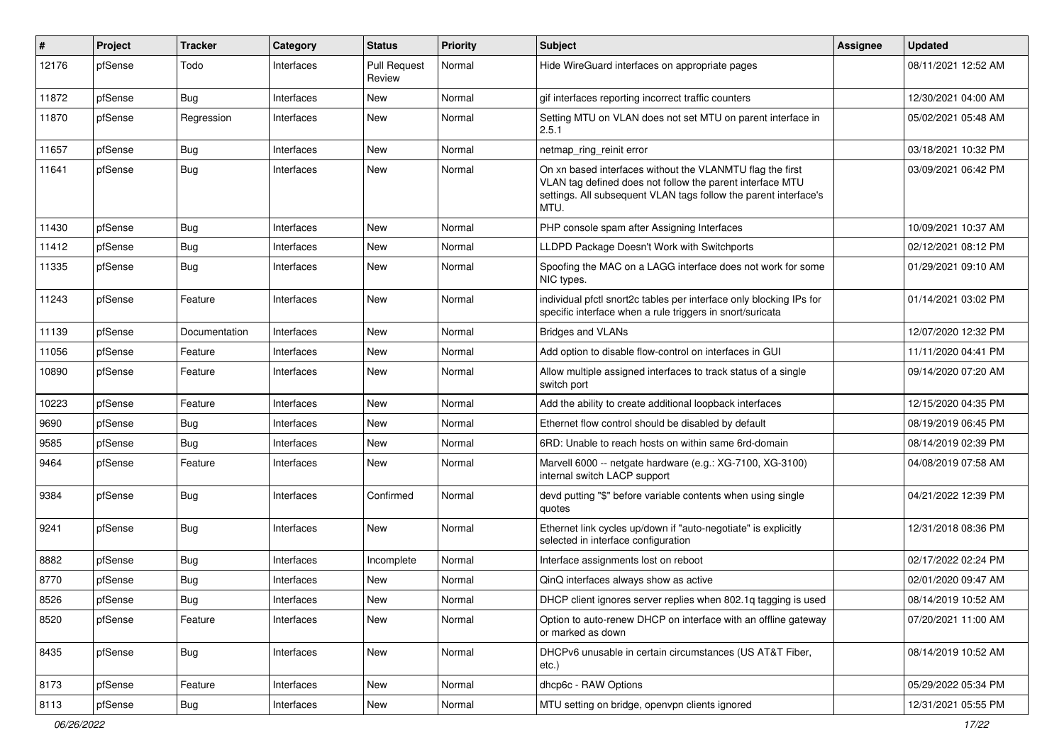| # | Project | Tracker | Category | Status | Priority | Subject | Assignee | Updated |
|---|---|---|---|---|---|---|---|---|
| 12176 | pfSense | Todo | Interfaces | Pull Request Review | Normal | Hide WireGuard interfaces on appropriate pages | | 08/11/2021 12:52 AM |
| 11872 | pfSense | Bug | Interfaces | New | Normal | gif interfaces reporting incorrect traffic counters | | 12/30/2021 04:00 AM |
| 11870 | pfSense | Regression | Interfaces | New | Normal | Setting MTU on VLAN does not set MTU on parent interface in 2.5.1 | | 05/02/2021 05:48 AM |
| 11657 | pfSense | Bug | Interfaces | New | Normal | netmap_ring_reinit error | | 03/18/2021 10:32 PM |
| 11641 | pfSense | Bug | Interfaces | New | Normal | On xn based interfaces without the VLANMTU flag the first VLAN tag defined does not follow the parent interface MTU settings. All subsequent VLAN tags follow the parent interface's MTU. | | 03/09/2021 06:42 PM |
| 11430 | pfSense | Bug | Interfaces | New | Normal | PHP console spam after Assigning Interfaces | | 10/09/2021 10:37 AM |
| 11412 | pfSense | Bug | Interfaces | New | Normal | LLDPD Package Doesn't Work with Switchports | | 02/12/2021 08:12 PM |
| 11335 | pfSense | Bug | Interfaces | New | Normal | Spoofing the MAC on a LAGG interface does not work for some NIC types. | | 01/29/2021 09:10 AM |
| 11243 | pfSense | Feature | Interfaces | New | Normal | individual pfctl snort2c tables per interface only blocking IPs for specific interface when a rule triggers in snort/suricata | | 01/14/2021 03:02 PM |
| 11139 | pfSense | Documentation | Interfaces | New | Normal | Bridges and VLANs | | 12/07/2020 12:32 PM |
| 11056 | pfSense | Feature | Interfaces | New | Normal | Add option to disable flow-control on interfaces in GUI | | 11/11/2020 04:41 PM |
| 10890 | pfSense | Feature | Interfaces | New | Normal | Allow multiple assigned interfaces to track status of a single switch port | | 09/14/2020 07:20 AM |
| 10223 | pfSense | Feature | Interfaces | New | Normal | Add the ability to create additional loopback interfaces | | 12/15/2020 04:35 PM |
| 9690 | pfSense | Bug | Interfaces | New | Normal | Ethernet flow control should be disabled by default | | 08/19/2019 06:45 PM |
| 9585 | pfSense | Bug | Interfaces | New | Normal | 6RD: Unable to reach hosts on within same 6rd-domain | | 08/14/2019 02:39 PM |
| 9464 | pfSense | Feature | Interfaces | New | Normal | Marvell 6000 -- netgate hardware (e.g.: XG-7100, XG-3100) internal switch LACP support | | 04/08/2019 07:58 AM |
| 9384 | pfSense | Bug | Interfaces | Confirmed | Normal | devd putting "$" before variable contents when using single quotes | | 04/21/2022 12:39 PM |
| 9241 | pfSense | Bug | Interfaces | New | Normal | Ethernet link cycles up/down if "auto-negotiate" is explicitly selected in interface configuration | | 12/31/2018 08:36 PM |
| 8882 | pfSense | Bug | Interfaces | Incomplete | Normal | Interface assignments lost on reboot | | 02/17/2022 02:24 PM |
| 8770 | pfSense | Bug | Interfaces | New | Normal | QinQ interfaces always show as active | | 02/01/2020 09:47 AM |
| 8526 | pfSense | Bug | Interfaces | New | Normal | DHCP client ignores server replies when 802.1q tagging is used | | 08/14/2019 10:52 AM |
| 8520 | pfSense | Feature | Interfaces | New | Normal | Option to auto-renew DHCP on interface with an offline gateway or marked as down | | 07/20/2021 11:00 AM |
| 8435 | pfSense | Bug | Interfaces | New | Normal | DHCPv6 unusable in certain circumstances (US AT&T Fiber, etc.) | | 08/14/2019 10:52 AM |
| 8173 | pfSense | Feature | Interfaces | New | Normal | dhcp6c - RAW Options | | 05/29/2022 05:34 PM |
| 8113 | pfSense | Bug | Interfaces | New | Normal | MTU setting on bridge, openvpn clients ignored | | 12/31/2021 05:55 PM |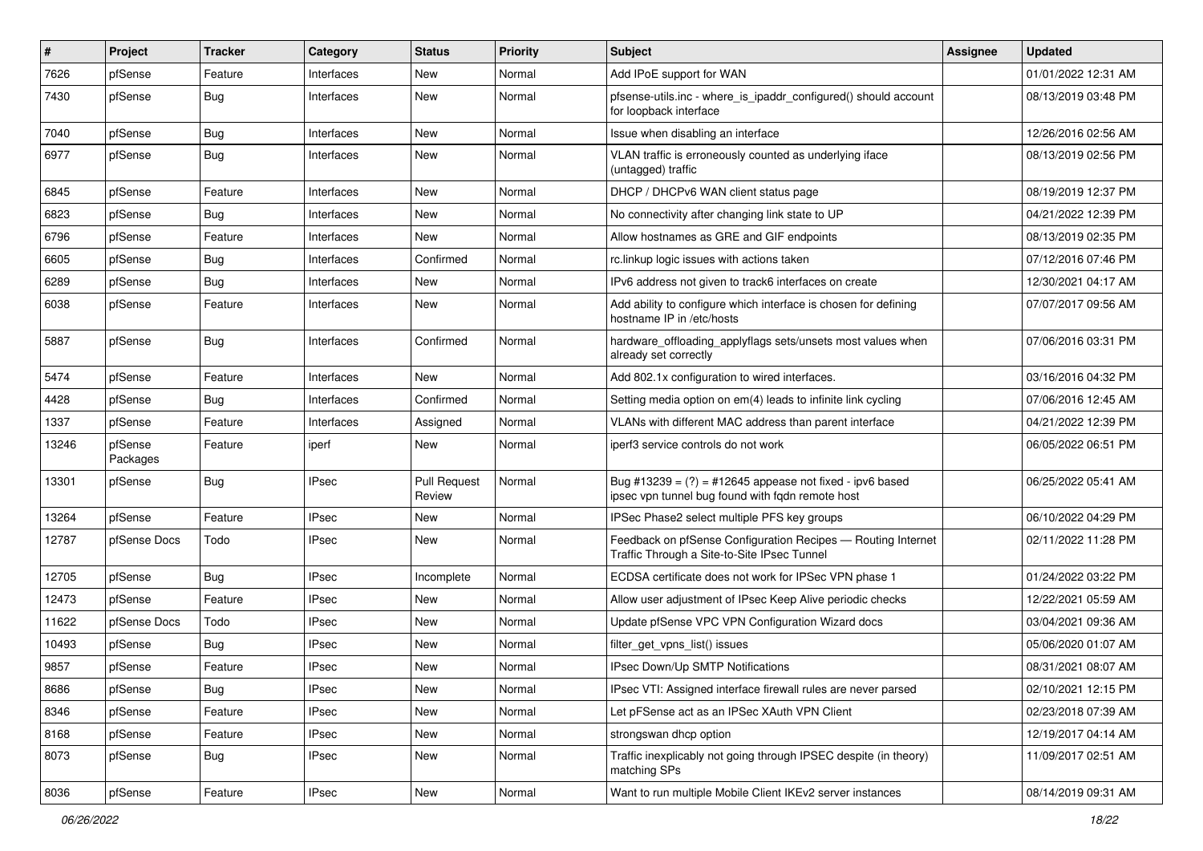| # | Project | Tracker | Category | Status | Priority | Subject | Assignee | Updated |
|---|---|---|---|---|---|---|---|---|
| 7626 | pfSense | Feature | Interfaces | New | Normal | Add IPoE support for WAN | | 01/01/2022 12:31 AM |
| 7430 | pfSense | Bug | Interfaces | New | Normal | pfsense-utils.inc - where_is_ipaddr_configured() should account for loopback interface | | 08/13/2019 03:48 PM |
| 7040 | pfSense | Bug | Interfaces | New | Normal | Issue when disabling an interface | | 12/26/2016 02:56 AM |
| 6977 | pfSense | Bug | Interfaces | New | Normal | VLAN traffic is erroneously counted as underlying iface (untagged) traffic | | 08/13/2019 02:56 PM |
| 6845 | pfSense | Feature | Interfaces | New | Normal | DHCP / DHCPv6 WAN client status page | | 08/19/2019 12:37 PM |
| 6823 | pfSense | Bug | Interfaces | New | Normal | No connectivity after changing link state to UP | | 04/21/2022 12:39 PM |
| 6796 | pfSense | Feature | Interfaces | New | Normal | Allow hostnames as GRE and GIF endpoints | | 08/13/2019 02:35 PM |
| 6605 | pfSense | Bug | Interfaces | Confirmed | Normal | rc.linkup logic issues with actions taken | | 07/12/2016 07:46 PM |
| 6289 | pfSense | Bug | Interfaces | New | Normal | IPv6 address not given to track6 interfaces on create | | 12/30/2021 04:17 AM |
| 6038 | pfSense | Feature | Interfaces | New | Normal | Add ability to configure which interface is chosen for defining hostname IP in /etc/hosts | | 07/07/2017 09:56 AM |
| 5887 | pfSense | Bug | Interfaces | Confirmed | Normal | hardware_offloading_applyflags sets/unsets most values when already set correctly | | 07/06/2016 03:31 PM |
| 5474 | pfSense | Feature | Interfaces | New | Normal | Add 802.1x configuration to wired interfaces. | | 03/16/2016 04:32 PM |
| 4428 | pfSense | Bug | Interfaces | Confirmed | Normal | Setting media option on em(4) leads to infinite link cycling | | 07/06/2016 12:45 AM |
| 1337 | pfSense | Feature | Interfaces | Assigned | Normal | VLANs with different MAC address than parent interface | | 04/21/2022 12:39 PM |
| 13246 | pfSense Packages | Feature | iperf | New | Normal | iperf3 service controls do not work | | 06/05/2022 06:51 PM |
| 13301 | pfSense | Bug | IPsec | Pull Request Review | Normal | Bug #13239 = (?) = #12645 appease not fixed - ipv6 based ipsec vpn tunnel bug found with fqdn remote host | | 06/25/2022 05:41 AM |
| 13264 | pfSense | Feature | IPsec | New | Normal | IPSec Phase2 select multiple PFS key groups | | 06/10/2022 04:29 PM |
| 12787 | pfSense Docs | Todo | IPsec | New | Normal | Feedback on pfSense Configuration Recipes — Routing Internet Traffic Through a Site-to-Site IPsec Tunnel | | 02/11/2022 11:28 PM |
| 12705 | pfSense | Bug | IPsec | Incomplete | Normal | ECDSA certificate does not work for IPSec VPN phase 1 | | 01/24/2022 03:22 PM |
| 12473 | pfSense | Feature | IPsec | New | Normal | Allow user adjustment of IPsec Keep Alive periodic checks | | 12/22/2021 05:59 AM |
| 11622 | pfSense Docs | Todo | IPsec | New | Normal | Update pfSense VPC VPN Configuration Wizard docs | | 03/04/2021 09:36 AM |
| 10493 | pfSense | Bug | IPsec | New | Normal | filter_get_vpns_list() issues | | 05/06/2020 01:07 AM |
| 9857 | pfSense | Feature | IPsec | New | Normal | IPsec Down/Up SMTP Notifications | | 08/31/2021 08:07 AM |
| 8686 | pfSense | Bug | IPsec | New | Normal | IPsec VTI: Assigned interface firewall rules are never parsed | | 02/10/2021 12:15 PM |
| 8346 | pfSense | Feature | IPsec | New | Normal | Let pFSense act as an IPSec XAuth VPN Client | | 02/23/2018 07:39 AM |
| 8168 | pfSense | Feature | IPsec | New | Normal | strongswan dhcp option | | 12/19/2017 04:14 AM |
| 8073 | pfSense | Bug | IPsec | New | Normal | Traffic inexplicably not going through IPSEC despite (in theory) matching SPs | | 11/09/2017 02:51 AM |
| 8036 | pfSense | Feature | IPsec | New | Normal | Want to run multiple Mobile Client IKEv2 server instances | | 08/14/2019 09:31 AM |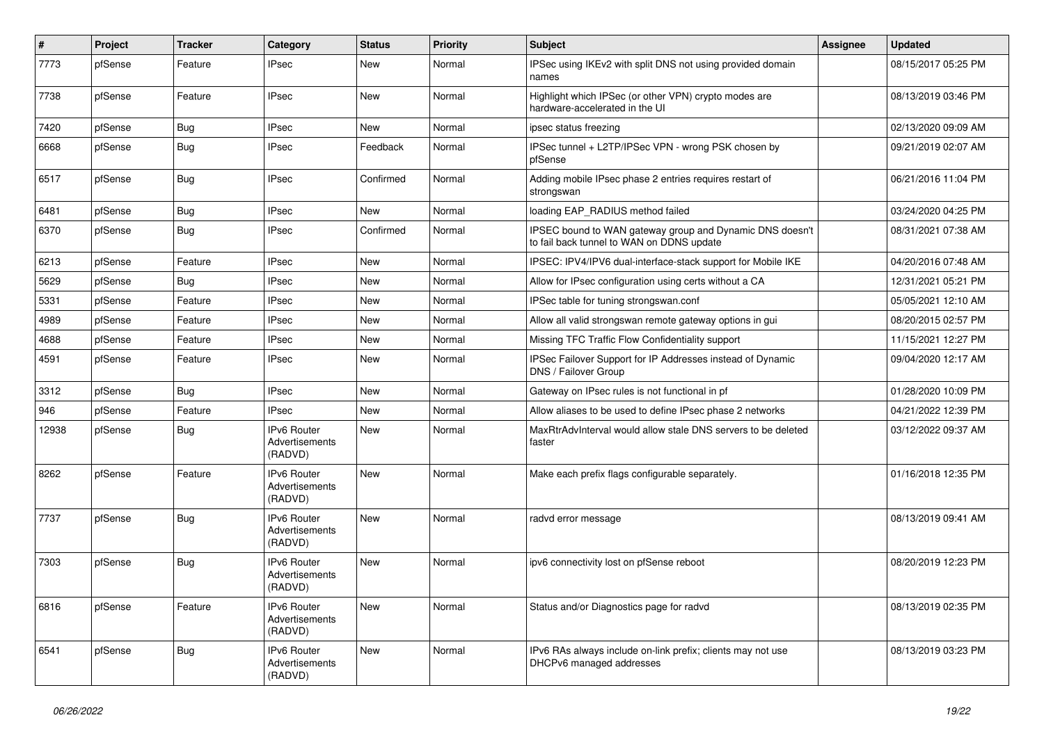| # | Project | Tracker | Category | Status | Priority | Subject | Assignee | Updated |
|---|---|---|---|---|---|---|---|---|
| 7773 | pfSense | Feature | IPsec | New | Normal | IPSec using IKEv2 with split DNS not using provided domain names | | 08/15/2017 05:25 PM |
| 7738 | pfSense | Feature | IPsec | New | Normal | Highlight which IPSec (or other VPN) crypto modes are hardware-accelerated in the UI | | 08/13/2019 03:46 PM |
| 7420 | pfSense | Bug | IPsec | New | Normal | ipsec status freezing | | 02/13/2020 09:09 AM |
| 6668 | pfSense | Bug | IPsec | Feedback | Normal | IPSec tunnel + L2TP/IPSec VPN - wrong PSK chosen by pfSense | | 09/21/2019 02:07 AM |
| 6517 | pfSense | Bug | IPsec | Confirmed | Normal | Adding mobile IPsec phase 2 entries requires restart of strongswan | | 06/21/2016 11:04 PM |
| 6481 | pfSense | Bug | IPsec | New | Normal | loading EAP_RADIUS method failed | | 03/24/2020 04:25 PM |
| 6370 | pfSense | Bug | IPsec | Confirmed | Normal | IPSEC bound to WAN gateway group and Dynamic DNS doesn't to fail back tunnel to WAN on DDNS update | | 08/31/2021 07:38 AM |
| 6213 | pfSense | Feature | IPsec | New | Normal | IPSEC: IPV4/IPV6 dual-interface-stack support for Mobile IKE | | 04/20/2016 07:48 AM |
| 5629 | pfSense | Bug | IPsec | New | Normal | Allow for IPsec configuration using certs without a CA | | 12/31/2021 05:21 PM |
| 5331 | pfSense | Feature | IPsec | New | Normal | IPSec table for tuning strongswan.conf | | 05/05/2021 12:10 AM |
| 4989 | pfSense | Feature | IPsec | New | Normal | Allow all valid strongswan remote gateway options in gui | | 08/20/2015 02:57 PM |
| 4688 | pfSense | Feature | IPsec | New | Normal | Missing TFC Traffic Flow Confidentiality support | | 11/15/2021 12:27 PM |
| 4591 | pfSense | Feature | IPsec | New | Normal | IPSec Failover Support for IP Addresses instead of Dynamic DNS / Failover Group | | 09/04/2020 12:17 AM |
| 3312 | pfSense | Bug | IPsec | New | Normal | Gateway on IPsec rules is not functional in pf | | 01/28/2020 10:09 PM |
| 946 | pfSense | Feature | IPsec | New | Normal | Allow aliases to be used to define IPsec phase 2 networks | | 04/21/2022 12:39 PM |
| 12938 | pfSense | Bug | IPv6 Router Advertisements (RADVD) | New | Normal | MaxRtrAdvInterval would allow stale DNS servers to be deleted faster | | 03/12/2022 09:37 AM |
| 8262 | pfSense | Feature | IPv6 Router Advertisements (RADVD) | New | Normal | Make each prefix flags configurable separately. | | 01/16/2018 12:35 PM |
| 7737 | pfSense | Bug | IPv6 Router Advertisements (RADVD) | New | Normal | radvd error message | | 08/13/2019 09:41 AM |
| 7303 | pfSense | Bug | IPv6 Router Advertisements (RADVD) | New | Normal | ipv6 connectivity lost on pfSense reboot | | 08/20/2019 12:23 PM |
| 6816 | pfSense | Feature | IPv6 Router Advertisements (RADVD) | New | Normal | Status and/or Diagnostics page for radvd | | 08/13/2019 02:35 PM |
| 6541 | pfSense | Bug | IPv6 Router Advertisements (RADVD) | New | Normal | IPv6 RAs always include on-link prefix; clients may not use DHCPv6 managed addresses | | 08/13/2019 03:23 PM |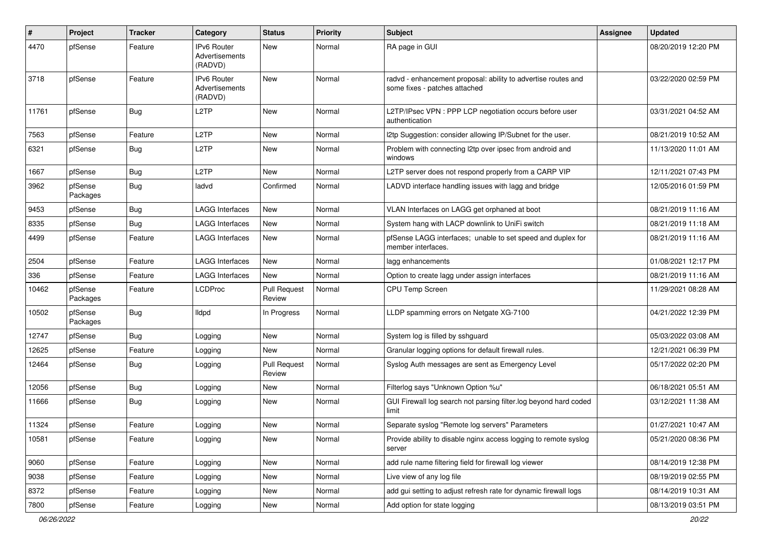| # | Project | Tracker | Category | Status | Priority | Subject | Assignee | Updated |
|---|---|---|---|---|---|---|---|---|
| 4470 | pfSense | Feature | IPv6 Router Advertisements (RADVD) | New | Normal | RA page in GUI | | 08/20/2019 12:20 PM |
| 3718 | pfSense | Feature | IPv6 Router Advertisements (RADVD) | New | Normal | radvd - enhancement proposal: ability to advertise routes and some fixes - patches attached | | 03/22/2020 02:59 PM |
| 11761 | pfSense | Bug | L2TP | New | Normal | L2TP/IPsec VPN : PPP LCP negotiation occurs before user authentication | | 03/31/2021 04:52 AM |
| 7563 | pfSense | Feature | L2TP | New | Normal | l2tp Suggestion: consider allowing IP/Subnet for the user. | | 08/21/2019 10:52 AM |
| 6321 | pfSense | Bug | L2TP | New | Normal | Problem with connecting l2tp over ipsec from android and windows | | 11/13/2020 11:01 AM |
| 1667 | pfSense | Bug | L2TP | New | Normal | L2TP server does not respond properly from a CARP VIP | | 12/11/2021 07:43 PM |
| 3962 | pfSense Packages | Bug | ladvd | Confirmed | Normal | LADVD interface handling issues with lagg and bridge | | 12/05/2016 01:59 PM |
| 9453 | pfSense | Bug | LAGG Interfaces | New | Normal | VLAN Interfaces on LAGG get orphaned at boot | | 08/21/2019 11:16 AM |
| 8335 | pfSense | Bug | LAGG Interfaces | New | Normal | System hang with LACP downlink to UniFi switch | | 08/21/2019 11:18 AM |
| 4499 | pfSense | Feature | LAGG Interfaces | New | Normal | pfSense LAGG interfaces; unable to set speed and duplex for member interfaces. | | 08/21/2019 11:16 AM |
| 2504 | pfSense | Feature | LAGG Interfaces | New | Normal | lagg enhancements | | 01/08/2021 12:17 PM |
| 336 | pfSense | Feature | LAGG Interfaces | New | Normal | Option to create lagg under assign interfaces | | 08/21/2019 11:16 AM |
| 10462 | pfSense Packages | Feature | LCDProc | Pull Request Review | Normal | CPU Temp Screen | | 11/29/2021 08:28 AM |
| 10502 | pfSense Packages | Bug | lldpd | In Progress | Normal | LLDP spamming errors on Netgate XG-7100 | | 04/21/2022 12:39 PM |
| 12747 | pfSense | Bug | Logging | New | Normal | System log is filled by sshguard | | 05/03/2022 03:08 AM |
| 12625 | pfSense | Feature | Logging | New | Normal | Granular logging options for default firewall rules. | | 12/21/2021 06:39 PM |
| 12464 | pfSense | Bug | Logging | Pull Request Review | Normal | Syslog Auth messages are sent as Emergency Level | | 05/17/2022 02:20 PM |
| 12056 | pfSense | Bug | Logging | New | Normal | Filterlog says "Unknown Option %u" | | 06/18/2021 05:51 AM |
| 11666 | pfSense | Bug | Logging | New | Normal | GUI Firewall log search not parsing filter.log beyond hard coded limit | | 03/12/2021 11:38 AM |
| 11324 | pfSense | Feature | Logging | New | Normal | Separate syslog "Remote log servers" Parameters | | 01/27/2021 10:47 AM |
| 10581 | pfSense | Feature | Logging | New | Normal | Provide ability to disable nginx access logging to remote syslog server | | 05/21/2020 08:36 PM |
| 9060 | pfSense | Feature | Logging | New | Normal | add rule name filtering field for firewall log viewer | | 08/14/2019 12:38 PM |
| 9038 | pfSense | Feature | Logging | New | Normal | Live view of any log file | | 08/19/2019 02:55 PM |
| 8372 | pfSense | Feature | Logging | New | Normal | add gui setting to adjust refresh rate for dynamic firewall logs | | 08/14/2019 10:31 AM |
| 7800 | pfSense | Feature | Logging | New | Normal | Add option for state logging | | 08/13/2019 03:51 PM |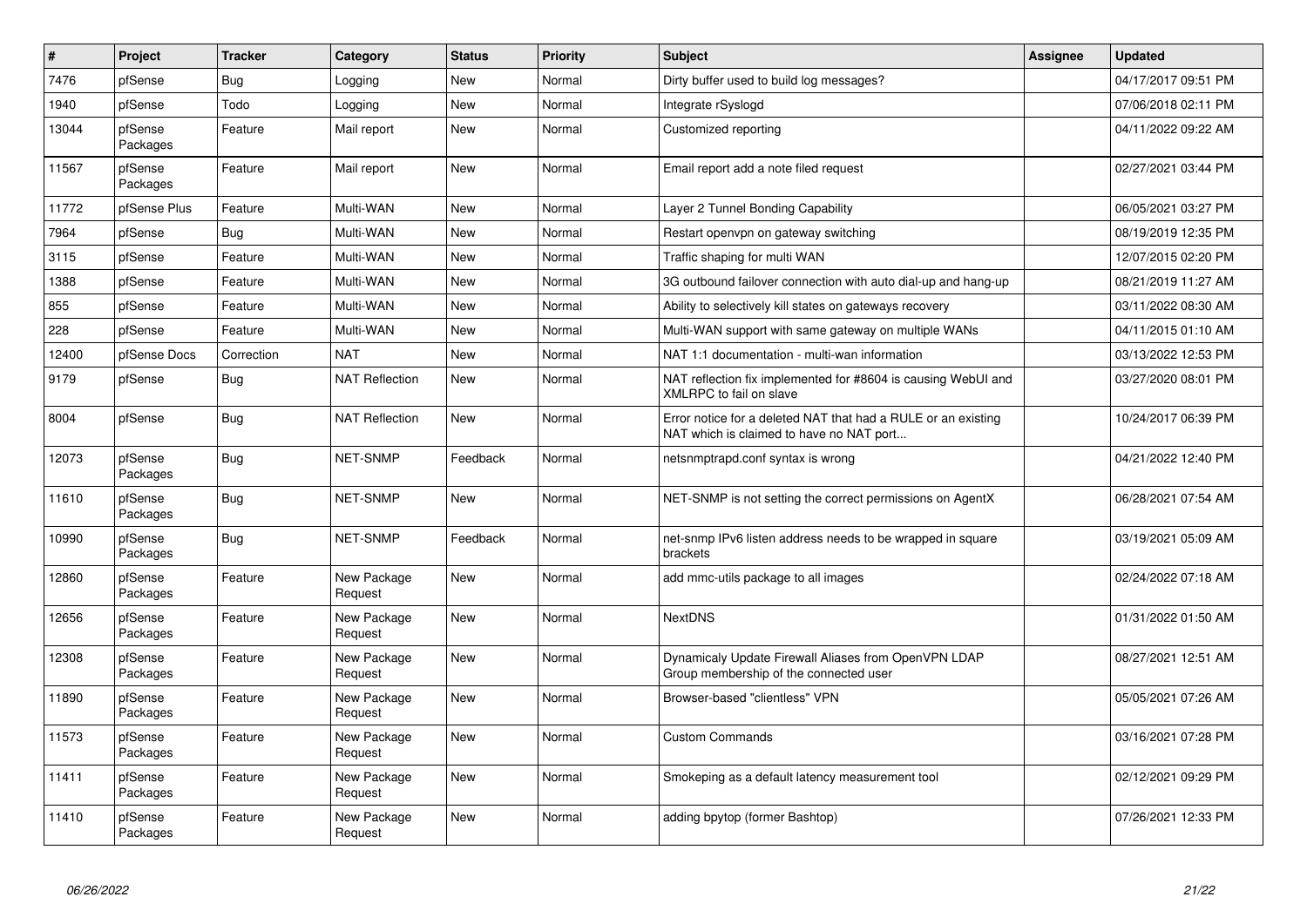| # | Project | Tracker | Category | Status | Priority | Subject | Assignee | Updated |
|---|---|---|---|---|---|---|---|---|
| 7476 | pfSense | Bug | Logging | New | Normal | Dirty buffer used to build log messages? | | 04/17/2017 09:51 PM |
| 1940 | pfSense | Todo | Logging | New | Normal | Integrate rSyslogd | | 07/06/2018 02:11 PM |
| 13044 | pfSense Packages | Feature | Mail report | New | Normal | Customized reporting | | 04/11/2022 09:22 AM |
| 11567 | pfSense Packages | Feature | Mail report | New | Normal | Email report add a note filed request | | 02/27/2021 03:44 PM |
| 11772 | pfSense Plus | Feature | Multi-WAN | New | Normal | Layer 2 Tunnel Bonding Capability | | 06/05/2021 03:27 PM |
| 7964 | pfSense | Bug | Multi-WAN | New | Normal | Restart openvpn on gateway switching | | 08/19/2019 12:35 PM |
| 3115 | pfSense | Feature | Multi-WAN | New | Normal | Traffic shaping for multi WAN | | 12/07/2015 02:20 PM |
| 1388 | pfSense | Feature | Multi-WAN | New | Normal | 3G outbound failover connection with auto dial-up and hang-up | | 08/21/2019 11:27 AM |
| 855 | pfSense | Feature | Multi-WAN | New | Normal | Ability to selectively kill states on gateways recovery | | 03/11/2022 08:30 AM |
| 228 | pfSense | Feature | Multi-WAN | New | Normal | Multi-WAN support with same gateway on multiple WANs | | 04/11/2015 01:10 AM |
| 12400 | pfSense Docs | Correction | NAT | New | Normal | NAT 1:1 documentation - multi-wan information | | 03/13/2022 12:53 PM |
| 9179 | pfSense | Bug | NAT Reflection | New | Normal | NAT reflection fix implemented for #8604 is causing WebUI and XMLRPC to fail on slave | | 03/27/2020 08:01 PM |
| 8004 | pfSense | Bug | NAT Reflection | New | Normal | Error notice for a deleted NAT that had a RULE or an existing NAT which is claimed to have no NAT port... | | 10/24/2017 06:39 PM |
| 12073 | pfSense Packages | Bug | NET-SNMP | Feedback | Normal | netsnmptrapd.conf syntax is wrong | | 04/21/2022 12:40 PM |
| 11610 | pfSense Packages | Bug | NET-SNMP | New | Normal | NET-SNMP is not setting the correct permissions on AgentX | | 06/28/2021 07:54 AM |
| 10990 | pfSense Packages | Bug | NET-SNMP | Feedback | Normal | net-snmp IPv6 listen address needs to be wrapped in square brackets | | 03/19/2021 05:09 AM |
| 12860 | pfSense Packages | Feature | New Package Request | New | Normal | add mmc-utils package to all images | | 02/24/2022 07:18 AM |
| 12656 | pfSense Packages | Feature | New Package Request | New | Normal | NextDNS | | 01/31/2022 01:50 AM |
| 12308 | pfSense Packages | Feature | New Package Request | New | Normal | Dynamicaly Update Firewall Aliases from OpenVPN LDAP Group membership of the connected user | | 08/27/2021 12:51 AM |
| 11890 | pfSense Packages | Feature | New Package Request | New | Normal | Browser-based "clientless" VPN | | 05/05/2021 07:26 AM |
| 11573 | pfSense Packages | Feature | New Package Request | New | Normal | Custom Commands | | 03/16/2021 07:28 PM |
| 11411 | pfSense Packages | Feature | New Package Request | New | Normal | Smokeping as a default latency measurement tool | | 02/12/2021 09:29 PM |
| 11410 | pfSense Packages | Feature | New Package Request | New | Normal | adding bpytop (former Bashtop) | | 07/26/2021 12:33 PM |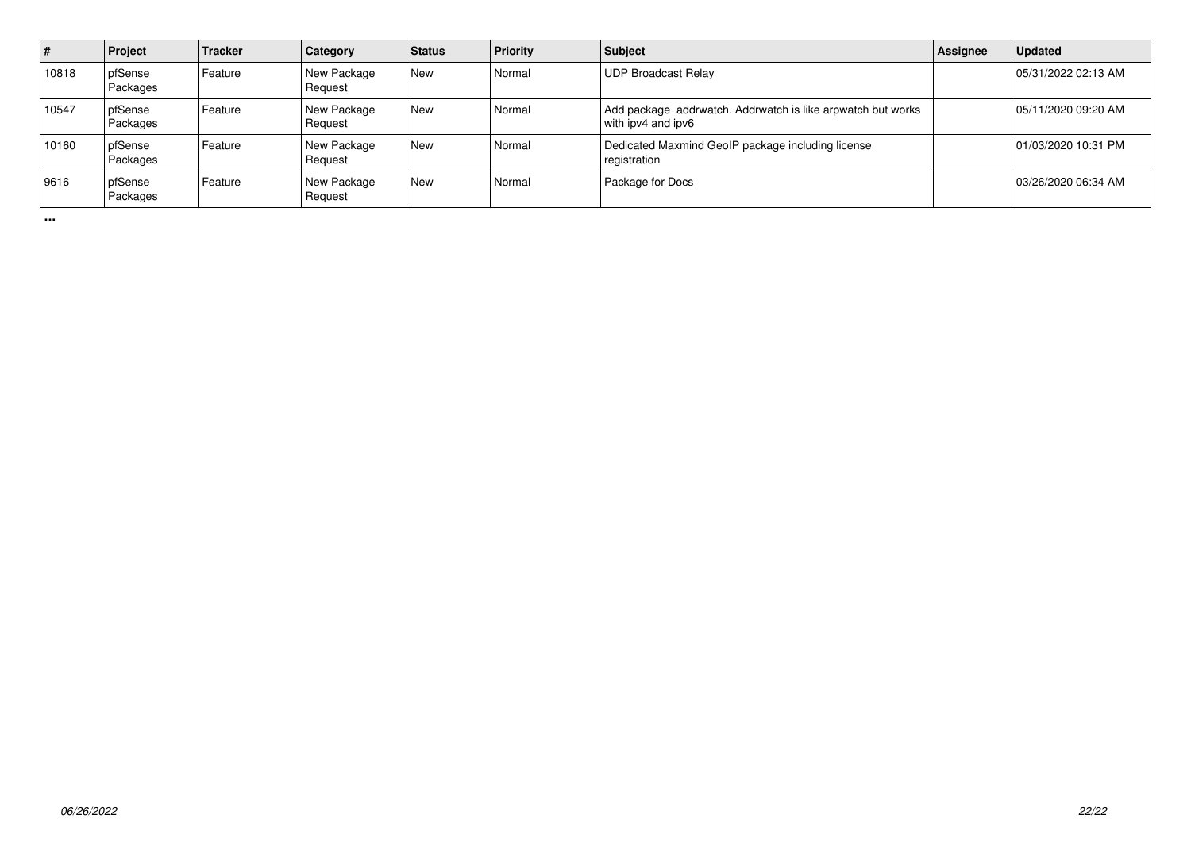| # | Project | Tracker | Category | Status | Priority | Subject | Assignee | Updated |
|---|---|---|---|---|---|---|---|---|
| 10818 | pfSense Packages | Feature | New Package Request | New | Normal | UDP Broadcast Relay | | 05/31/2022 02:13 AM |
| 10547 | pfSense Packages | Feature | New Package Request | New | Normal | Add package addrwatch. Addrwatch is like arpwatch but works with ipv4 and ipv6 | | 05/11/2020 09:20 AM |
| 10160 | pfSense Packages | Feature | New Package Request | New | Normal | Dedicated Maxmind GeoIP package including license registration | | 01/03/2020 10:31 PM |
| 9616 | pfSense Packages | Feature | New Package Request | New | Normal | Package for Docs | | 03/26/2020 06:34 AM |

...